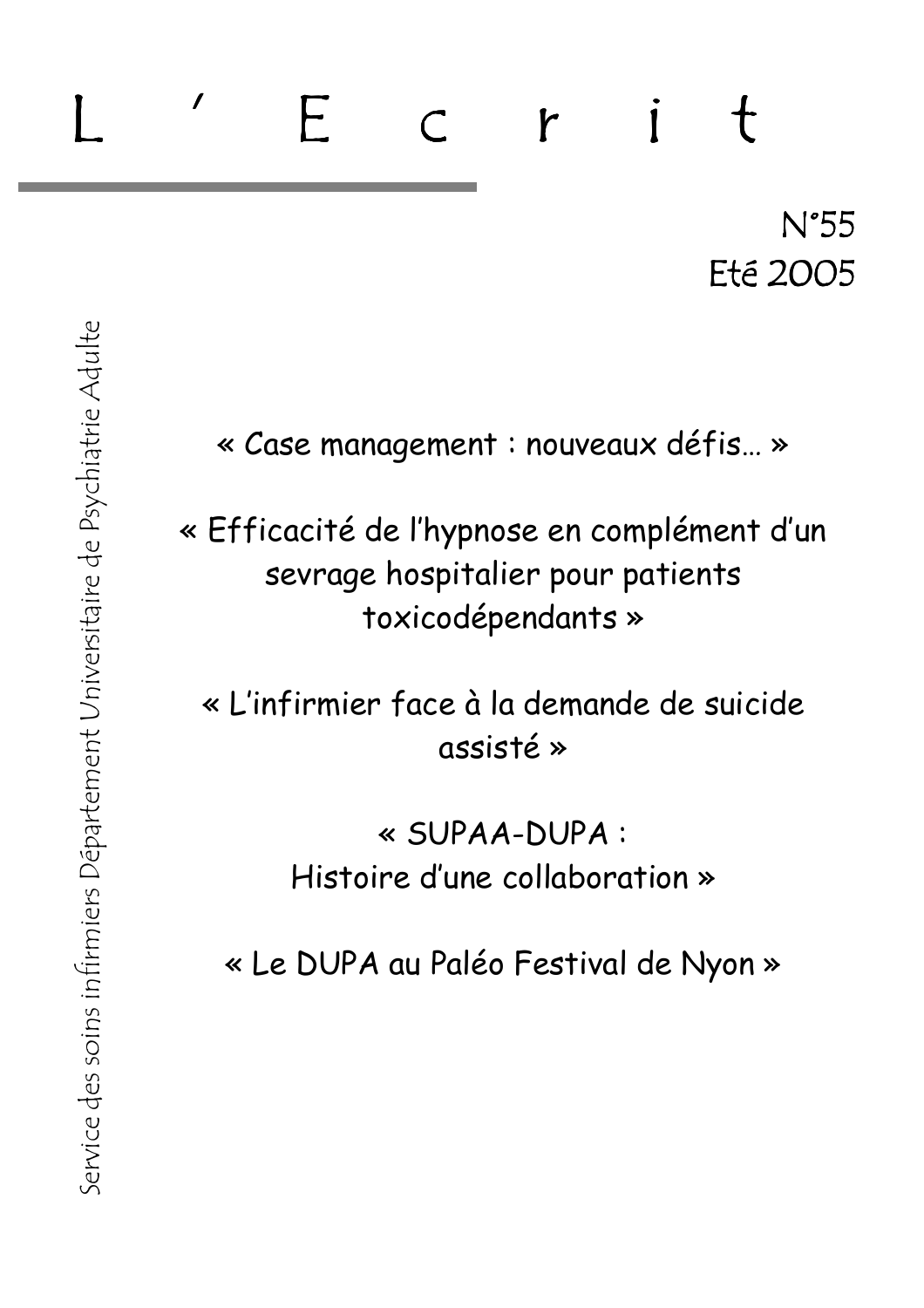# L'Ecrit

Service des soins infirmiers Département Universitaire de Psychiatrie Adulte

N°55
Eté 2005

« Case management : nouveaux défis… »

« Efficacité de l'hypnose en complément d'un sevrage hospitalier pour patients toxicodépendants »

« L'infirmier face à la demande de suicide assisté »

« SUPAA-DUPA : Histoire d'une collaboration »

« Le DUPA au Paléo Festival de Nyon »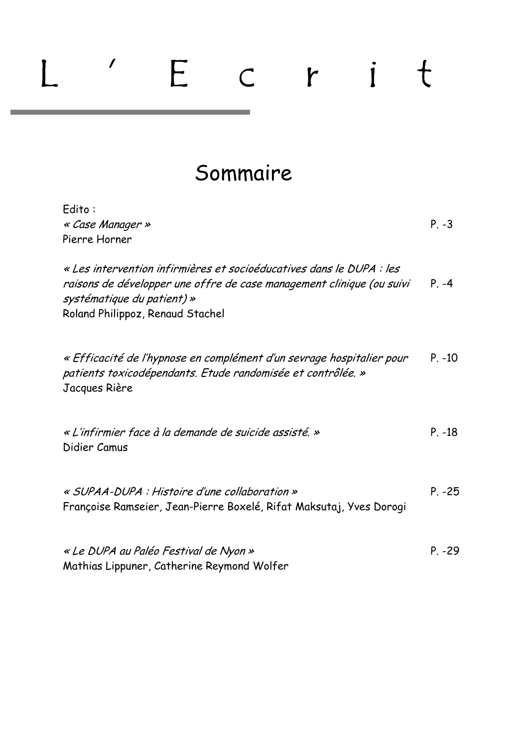# L ' E c r i t

## Sommaire

Edito :
*« Case Manager »* — P. -3
Pierre Horner

*« Les intervention infirmières et socioéducatives dans le DUPA : les raisons de développer une offre de case management clinique (ou suivi systématique du patient) »* — P. -4
Roland Philippoz, Renaud Stachel

*« Efficacité de l'hypnose en complément d'un sevrage hospitalier pour patients toxicodépendants. Etude randomisée et contrôlée. »* — P. -10
Jacques Rière

*« L'infirmier face à la demande de suicide assisté. »* — P. -18
Didier Camus

*« SUPAA-DUPA : Histoire d'une collaboration »* — P. -25
Françoise Ramseier, Jean-Pierre Boxelé, Rifat Maksutaj, Yves Dorogi

*« Le DUPA au Paléo Festival de Nyon »* — P. -29
Mathias Lippuner, Catherine Reymond Wolfer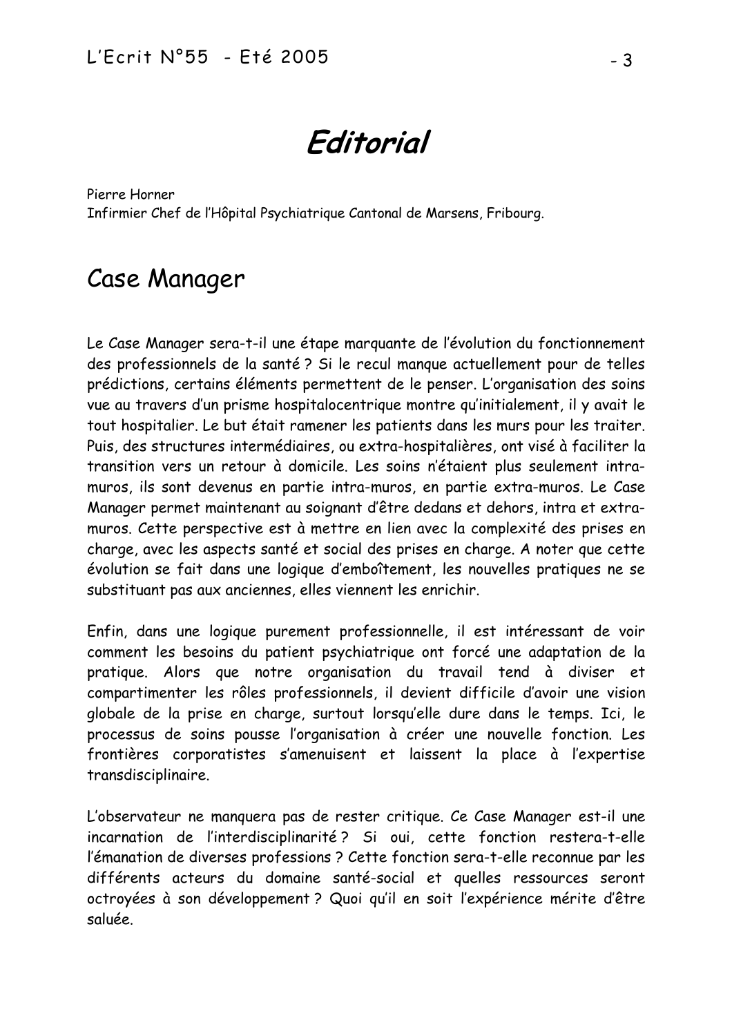# Editorial

Pierre Horner
Infirmier Chef de l'Hôpital Psychiatrique Cantonal de Marsens, Fribourg.

## Case Manager

Le Case Manager sera-t-il une étape marquante de l'évolution du fonctionnement des professionnels de la santé ? Si le recul manque actuellement pour de telles prédictions, certains éléments permettent de le penser. L'organisation des soins vue au travers d'un prisme hospitalocentrique montre qu'initialement, il y avait le tout hospitalier. Le but était ramener les patients dans les murs pour les traiter. Puis, des structures intermédiaires, ou extra-hospitalières, ont visé à faciliter la transition vers un retour à domicile. Les soins n'étaient plus seulement intra-muros, ils sont devenus en partie intra-muros, en partie extra-muros. Le Case Manager permet maintenant au soignant d'être dedans et dehors, intra et extra-muros. Cette perspective est à mettre en lien avec la complexité des prises en charge, avec les aspects santé et social des prises en charge. A noter que cette évolution se fait dans une logique d'emboîtement, les nouvelles pratiques ne se substituant pas aux anciennes, elles viennent les enrichir.

Enfin, dans une logique purement professionnelle, il est intéressant de voir comment les besoins du patient psychiatrique ont forcé une adaptation de la pratique. Alors que notre organisation du travail tend à diviser et compartimenter les rôles professionnels, il devient difficile d'avoir une vision globale de la prise en charge, surtout lorsqu'elle dure dans le temps. Ici, le processus de soins pousse l'organisation à créer une nouvelle fonction. Les frontières corporatistes s'amenuisent et laissent la place à l'expertise transdisciplinaire.

L'observateur ne manquera pas de rester critique. Ce Case Manager est-il une incarnation de l'interdisciplinarité ? Si oui, cette fonction restera-t-elle l'émanation de diverses professions ? Cette fonction sera-t-elle reconnue par les différents acteurs du domaine santé-social et quelles ressources seront octroyées à son développement ? Quoi qu'il en soit l'expérience mérite d'être saluée.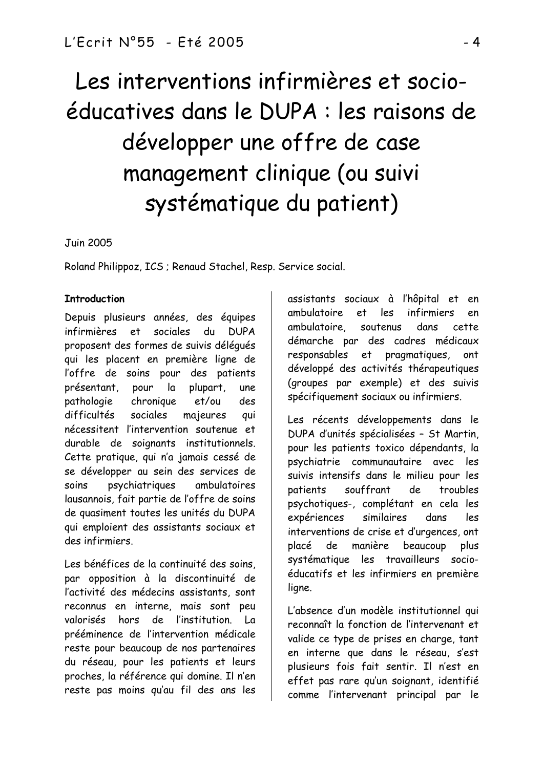# Les interventions infirmières et socio-éducatives dans le DUPA : les raisons de développer une offre de case management clinique (ou suivi systématique du patient)

Juin 2005

Roland Philippoz, ICS ; Renaud Stachel, Resp. Service social.

**Introduction**

Depuis plusieurs années, des équipes infirmières et sociales du DUPA proposent des formes de suivis délégués qui les placent en première ligne de l'offre de soins pour des patients présentant, pour la plupart, une pathologie chronique et/ou des difficultés sociales majeures qui nécessitent l'intervention soutenue et durable de soignants institutionnels. Cette pratique, qui n'a jamais cessé de se développer au sein des services de soins psychiatriques ambulatoires lausannois, fait partie de l'offre de soins de quasiment toutes les unités du DUPA qui emploient des assistants sociaux et des infirmiers.

Les bénéfices de la continuité des soins, par opposition à la discontinuité de l'activité des médecins assistants, sont reconnus en interne, mais sont peu valorisés hors de l'institution. La prééminence de l'intervention médicale reste pour beaucoup de nos partenaires du réseau, pour les patients et leurs proches, la référence qui domine. Il n'en reste pas moins qu'au fil des ans les assistants sociaux à l'hôpital et en ambulatoire et les infirmiers en ambulatoire, soutenus dans cette démarche par des cadres médicaux responsables et pragmatiques, ont développé des activités thérapeutiques (groupes par exemple) et des suivis spécifiquement sociaux ou infirmiers.

Les récents développements dans le DUPA d'unités spécialisées – St Martin, pour les patients toxico dépendants, la psychiatrie communautaire avec les suivis intensifs dans le milieu pour les patients souffrant de troubles psychotiques-, complétant en cela les expériences similaires dans les interventions de crise et d'urgences, ont placé de manière beaucoup plus systématique les travailleurs socio-éducatifs et les infirmiers en première ligne.

L'absence d'un modèle institutionnel qui reconnaît la fonction de l'intervenant et valide ce type de prises en charge, tant en interne que dans le réseau, s'est plusieurs fois fait sentir. Il n'est en effet pas rare qu'un soignant, identifié comme l'intervenant principal par le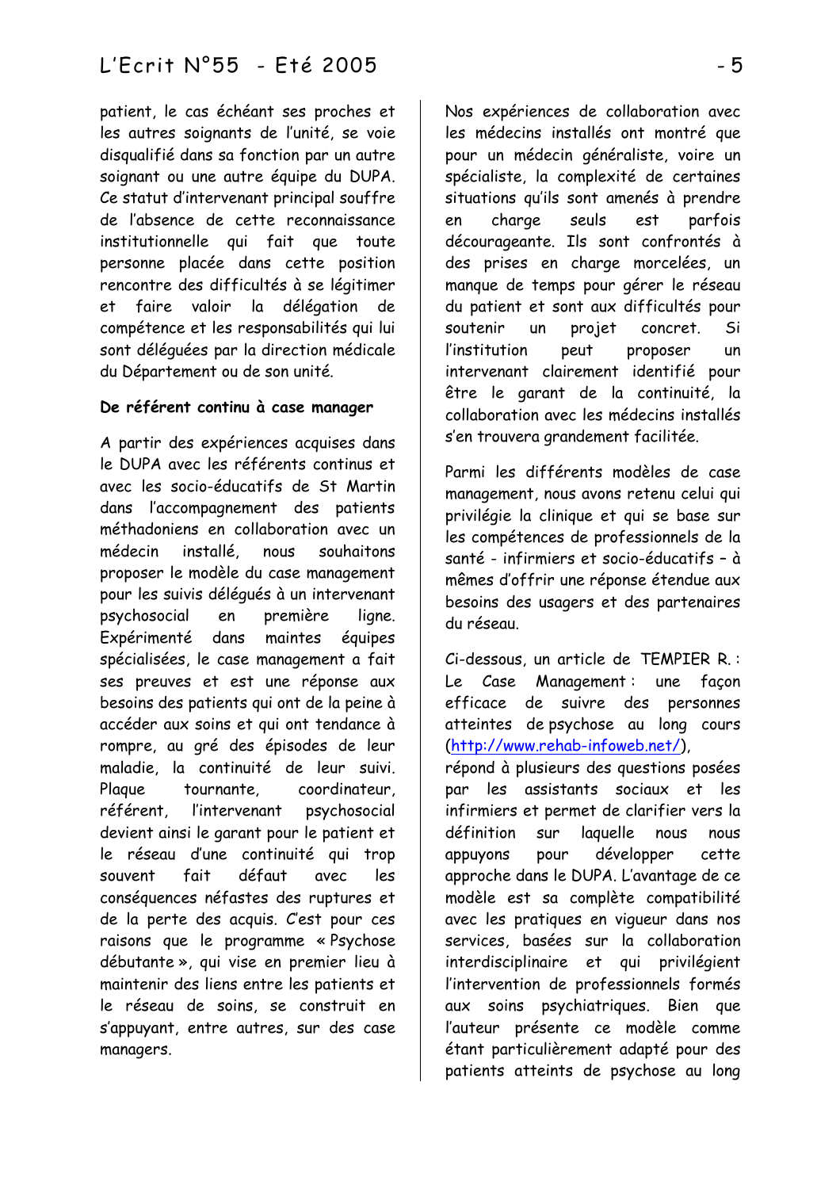patient, le cas échéant ses proches et les autres soignants de l'unité, se voie disqualifié dans sa fonction par un autre soignant ou une autre équipe du DUPA. Ce statut d'intervenant principal souffre de l'absence de cette reconnaissance institutionnelle qui fait que toute personne placée dans cette position rencontre des difficultés à se légitimer et faire valoir la délégation de compétence et les responsabilités qui lui sont déléguées par la direction médicale du Département ou de son unité.

**De référent continu à case manager**

A partir des expériences acquises dans le DUPA avec les référents continus et avec les socio-éducatifs de St Martin dans l'accompagnement des patients méthadoniens en collaboration avec un médecin installé, nous souhaitons proposer le modèle du case management pour les suivis délégués à un intervenant psychosocial en première ligne. Expérimenté dans maintes équipes spécialisées, le case management a fait ses preuves et est une réponse aux besoins des patients qui ont de la peine à accéder aux soins et qui ont tendance à rompre, au gré des épisodes de leur maladie, la continuité de leur suivi. Plaque tournante, coordinateur, référent, l'intervenant psychosocial devient ainsi le garant pour le patient et le réseau d'une continuité qui trop souvent fait défaut avec les conséquences néfastes des ruptures et de la perte des acquis. C'est pour ces raisons que le programme « Psychose débutante », qui vise en premier lieu à maintenir des liens entre les patients et le réseau de soins, se construit en s'appuyant, entre autres, sur des case managers.

Nos expériences de collaboration avec les médecins installés ont montré que pour un médecin généraliste, voire un spécialiste, la complexité de certaines situations qu'ils sont amenés à prendre en charge seuls est parfois décourageante. Ils sont confrontés à des prises en charge morcelées, un manque de temps pour gérer le réseau du patient et sont aux difficultés pour soutenir un projet concret. Si l'institution peut proposer un intervenant clairement identifié pour être le garant de la continuité, la collaboration avec les médecins installés s'en trouvera grandement facilitée.

Parmi les différents modèles de case management, nous avons retenu celui qui privilégie la clinique et qui se base sur les compétences de professionnels de la santé - infirmiers et socio-éducatifs – à mêmes d'offrir une réponse étendue aux besoins des usagers et des partenaires du réseau.

Ci-dessous, un article de TEMPIER R. : Le Case Management : une façon efficace de suivre des personnes atteintes de psychose au long cours (http://www.rehab-infoweb.net/), répond à plusieurs des questions posées par les assistants sociaux et les infirmiers et permet de clarifier vers la définition sur laquelle nous nous appuyons pour développer cette approche dans le DUPA. L'avantage de ce modèle est sa complète compatibilité avec les pratiques en vigueur dans nos services, basées sur la collaboration interdisciplinaire et qui privilégient l'intervention de professionnels formés aux soins psychiatriques. Bien que l'auteur présente ce modèle comme étant particulièrement adapté pour des patients atteints de psychose au long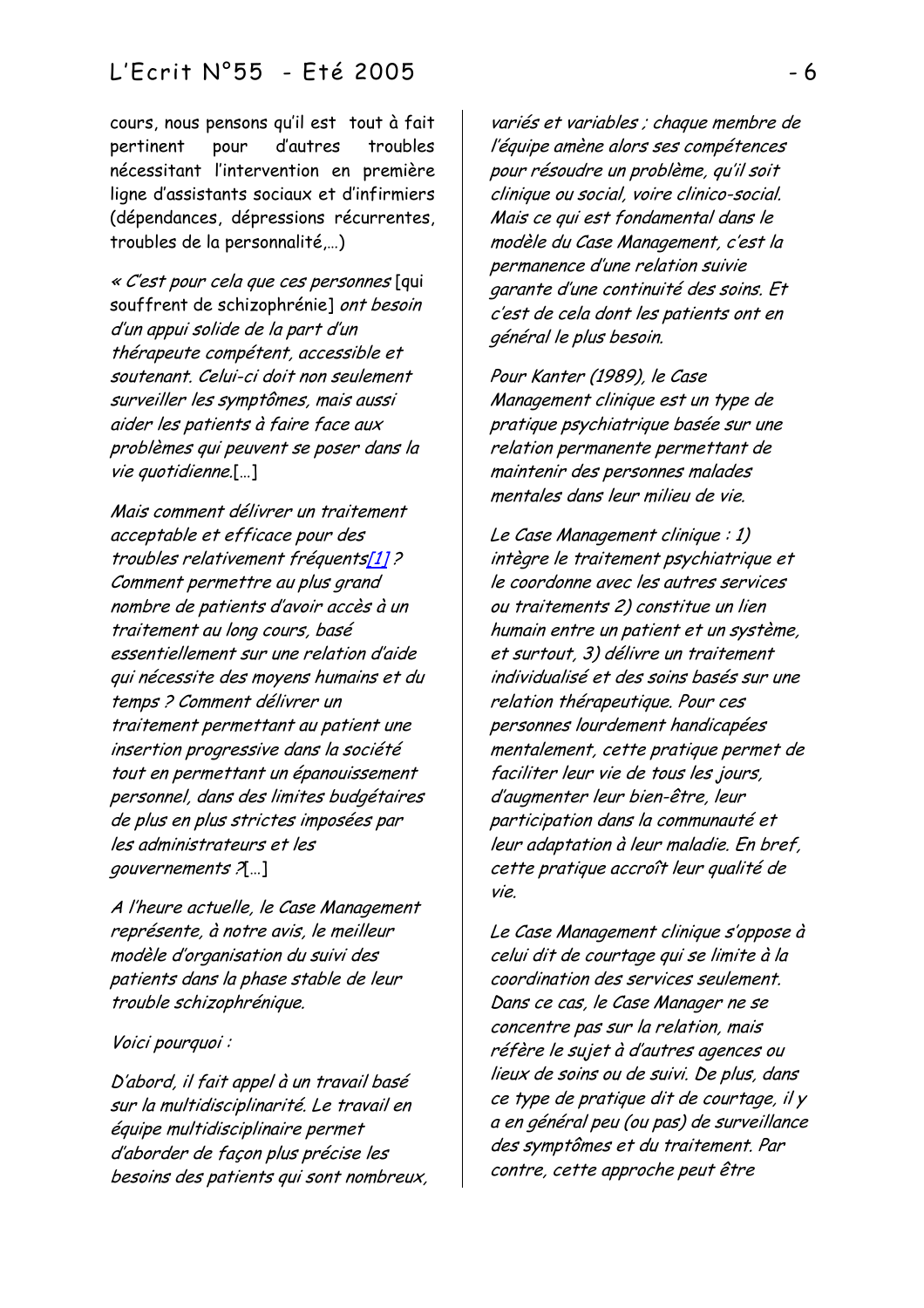cours, nous pensons qu'il est tout à fait pertinent pour d'autres troubles nécessitant l'intervention en première ligne d'assistants sociaux et d'infirmiers (dépendances, dépressions récurrentes, troubles de la personnalité,…)

*« C'est pour cela que ces personnes* [qui souffrent de schizophrénie] *ont besoin d'un appui solide de la part d'un thérapeute compétent, accessible et soutenant. Celui-ci doit non seulement surveiller les symptômes, mais aussi aider les patients à faire face aux problèmes qui peuvent se poser dans la vie quotidienne.*[…]

*Mais comment délivrer un traitement acceptable et efficace pour des troubles relativement fréquents*[1] *? Comment permettre au plus grand nombre de patients d'avoir accès à un traitement au long cours, basé essentiellement sur une relation d'aide qui nécessite des moyens humains et du temps ? Comment délivrer un traitement permettant au patient une insertion progressive dans la société tout en permettant un épanouissement personnel, dans des limites budgétaires de plus en plus strictes imposées par les administrateurs et les gouvernements ?*[…]

*A l'heure actuelle, le Case Management représente, à notre avis, le meilleur modèle d'organisation du suivi des patients dans la phase stable de leur trouble schizophrénique.*

*Voici pourquoi :*

*D'abord, il fait appel à un travail basé sur la multidisciplinarité. Le travail en équipe multidisciplinaire permet d'aborder de façon plus précise les besoins des patients qui sont nombreux, variés et variables ; chaque membre de l'équipe amène alors ses compétences pour résoudre un problème, qu'il soit clinique ou social, voire clinico-social. Mais ce qui est fondamental dans le modèle du Case Management, c'est la permanence d'une relation suivie garante d'une continuité des soins. Et c'est de cela dont les patients ont en général le plus besoin.*

*Pour Kanter (1989), le Case Management clinique est un type de pratique psychiatrique basée sur une relation permanente permettant de maintenir des personnes malades mentales dans leur milieu de vie.*

*Le Case Management clinique : 1) intègre le traitement psychiatrique et le coordonne avec les autres services ou traitements 2) constitue un lien humain entre un patient et un système, et surtout, 3) délivre un traitement individualisé et des soins basés sur une relation thérapeutique. Pour ces personnes lourdement handicapées mentalement, cette pratique permet de faciliter leur vie de tous les jours, d'augmenter leur bien-être, leur participation dans la communauté et leur adaptation à leur maladie. En bref, cette pratique accroît leur qualité de vie.*

*Le Case Management clinique s'oppose à celui dit de courtage qui se limite à la coordination des services seulement. Dans ce cas, le Case Manager ne se concentre pas sur la relation, mais réfère le sujet à d'autres agences ou lieux de soins ou de suivi. De plus, dans ce type de pratique dit de courtage, il y a en général peu (ou pas) de surveillance des symptômes et du traitement. Par contre, cette approche peut être*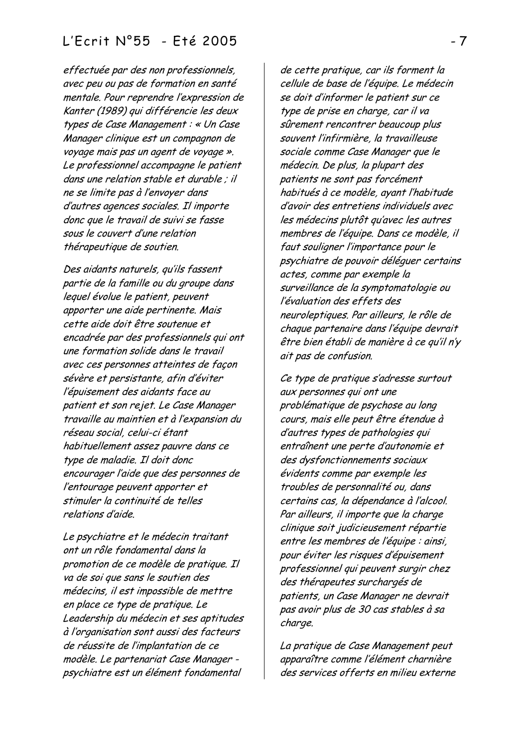*effectuée par des non professionnels, avec peu ou pas de formation en santé mentale. Pour reprendre l'expression de Kanter (1989) qui différencie les deux types de Case Management : « Un Case Manager clinique est un compagnon de voyage mais pas un agent de voyage ». Le professionnel accompagne le patient dans une relation stable et durable ; il ne se limite pas à l'envoyer dans d'autres agences sociales. Il importe donc que le travail de suivi se fasse sous le couvert d'une relation thérapeutique de soutien.*

*Des aidants naturels, qu'ils fassent partie de la famille ou du groupe dans lequel évolue le patient, peuvent apporter une aide pertinente. Mais cette aide doit être soutenue et encadrée par des professionnels qui ont une formation solide dans le travail avec ces personnes atteintes de façon sévère et persistante, afin d'éviter l'épuisement des aidants face au patient et son rejet. Le Case Manager travaille au maintien et à l'expansion du réseau social, celui-ci étant habituellement assez pauvre dans ce type de maladie. Il doit donc encourager l'aide que des personnes de l'entourage peuvent apporter et stimuler la continuité de telles relations d'aide.*

*Le psychiatre et le médecin traitant ont un rôle fondamental dans la promotion de ce modèle de pratique. Il va de soi que sans le soutien des médecins, il est impossible de mettre en place ce type de pratique. Le Leadership du médecin et ses aptitudes à l'organisation sont aussi des facteurs de réussite de l'implantation de ce modèle. Le partenariat Case Manager - psychiatre est un élément fondamental de cette pratique, car ils forment la cellule de base de l'équipe. Le médecin se doit d'informer le patient sur ce type de prise en charge, car il va sûrement rencontrer beaucoup plus souvent l'infirmière, la travailleuse sociale comme Case Manager que le médecin. De plus, la plupart des patients ne sont pas forcément habitués à ce modèle, ayant l'habitude d'avoir des entretiens individuels avec les médecins plutôt qu'avec les autres membres de l'équipe. Dans ce modèle, il faut souligner l'importance pour le psychiatre de pouvoir déléguer certains actes, comme par exemple la surveillance de la symptomatologie ou l'évaluation des effets des neuroleptiques. Par ailleurs, le rôle de chaque partenaire dans l'équipe devrait être bien établi de manière à ce qu'il n'y ait pas de confusion.*

*Ce type de pratique s'adresse surtout aux personnes qui ont une problématique de psychose au long cours, mais elle peut être étendue à d'autres types de pathologies qui entraînent une perte d'autonomie et des dysfonctionnements sociaux évidents comme par exemple les troubles de personnalité ou, dans certains cas, la dépendance à l'alcool. Par ailleurs, il importe que la charge clinique soit judicieusement répartie entre les membres de l'équipe : ainsi, pour éviter les risques d'épuisement professionnel qui peuvent surgir chez des thérapeutes surchargés de patients, un Case Manager ne devrait pas avoir plus de 30 cas stables à sa charge.*

*La pratique de Case Management peut apparaître comme l'élément charnière des services offerts en milieu externe*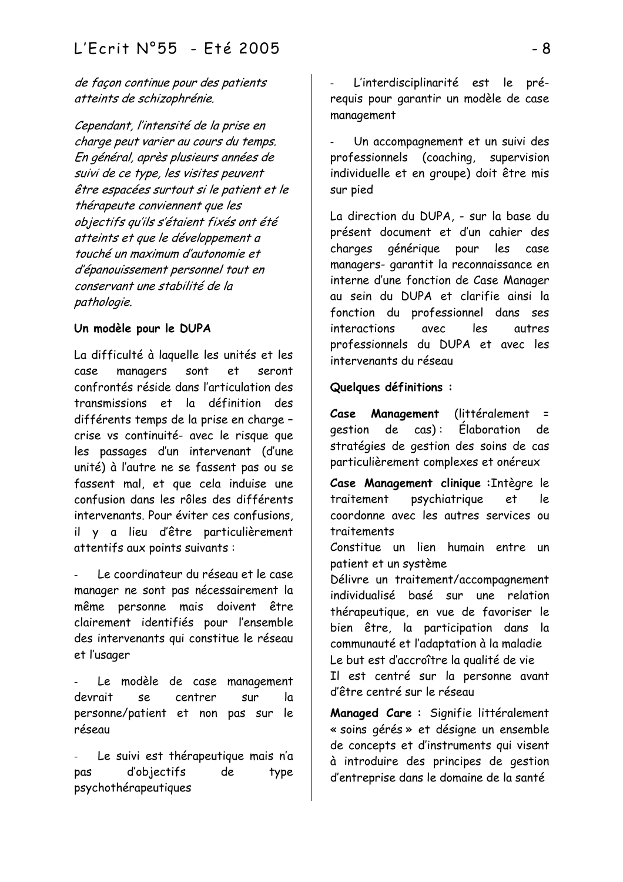*de façon continue pour des patients atteints de schizophrénie.*

*Cependant, l'intensité de la prise en charge peut varier au cours du temps. En général, après plusieurs années de suivi de ce type, les visites peuvent être espacées surtout si le patient et le thérapeute conviennent que les objectifs qu'ils s'étaient fixés ont été atteints et que le développement a touché un maximum d'autonomie et d'épanouissement personnel tout en conservant une stabilité de la pathologie.*

**Un modèle pour le DUPA**

La difficulté à laquelle les unités et les case managers sont et seront confrontés réside dans l'articulation des transmissions et la définition des différents temps de la prise en charge – crise vs continuité- avec le risque que les passages d'un intervenant (d'une unité) à l'autre ne se fassent pas ou se fassent mal, et que cela induise une confusion dans les rôles des différents intervenants. Pour éviter ces confusions, il y a lieu d'être particulièrement attentifs aux points suivants :

- Le coordinateur du réseau et le case manager ne sont pas nécessairement la même personne mais doivent être clairement identifiés pour l'ensemble des intervenants qui constitue le réseau et l'usager
- Le modèle de case management devrait se centrer sur la personne/patient et non pas sur le réseau
- Le suivi est thérapeutique mais n'a pas d'objectifs de type psychothérapeutiques
- L'interdisciplinarité est le pré-requis pour garantir un modèle de case management
- Un accompagnement et un suivi des professionnels (coaching, supervision individuelle et en groupe) doit être mis sur pied

La direction du DUPA, - sur la base du présent document et d'un cahier des charges générique pour les case managers- garantit la reconnaissance en interne d'une fonction de Case Manager au sein du DUPA et clarifie ainsi la fonction du professionnel dans ses interactions avec les autres professionnels du DUPA et avec les intervenants du réseau

**Quelques définitions :**

**Case Management** (littéralement = gestion de cas) : Élaboration de stratégies de gestion des soins de cas particulièrement complexes et onéreux

**Case Management clinique :** Intègre le traitement psychiatrique et le coordonne avec les autres services ou traitements
Constitue un lien humain entre un patient et un système
Délivre un traitement/accompagnement individualisé basé sur une relation thérapeutique, en vue de favoriser le bien être, la participation dans la communauté et l'adaptation à la maladie
Le but est d'accroître la qualité de vie
Il est centré sur la personne avant d'être centré sur le réseau

**Managed Care :** Signifie littéralement « soins gérés » et désigne un ensemble de concepts et d'instruments qui visent à introduire des principes de gestion d'entreprise dans le domaine de la santé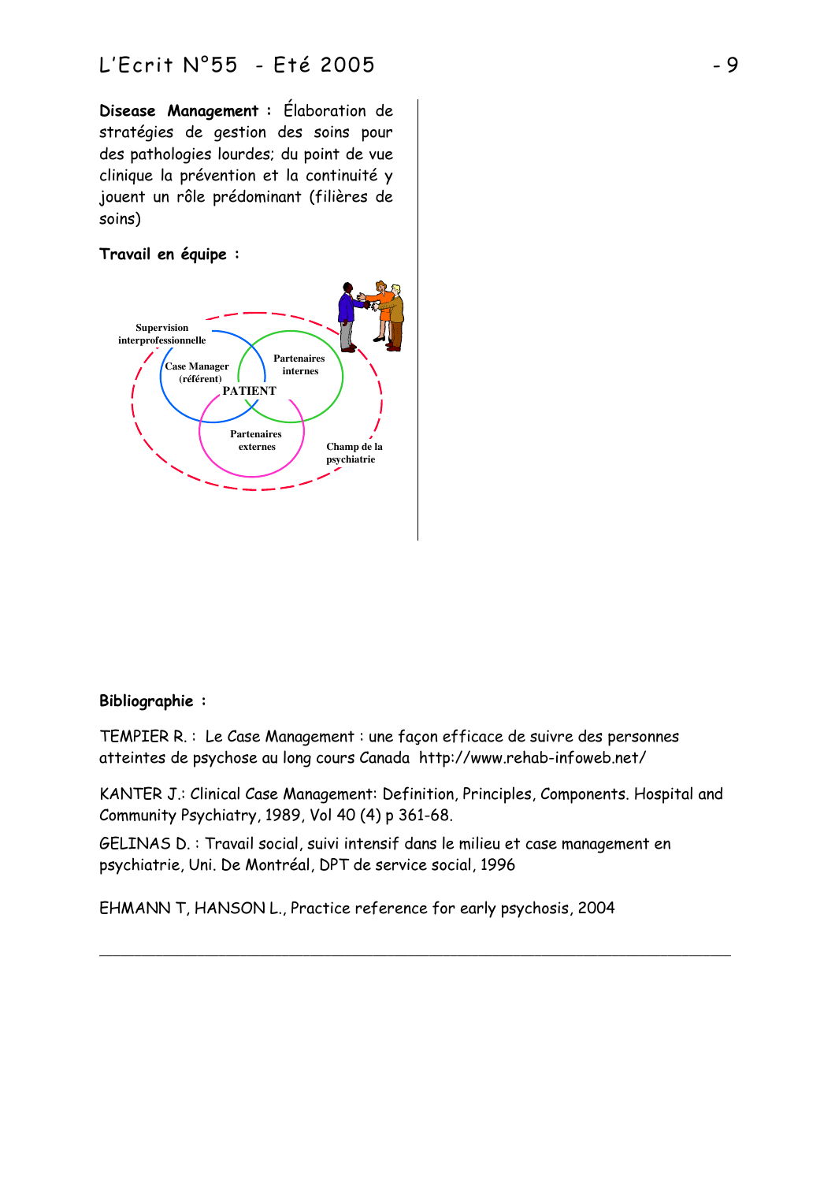**Disease Management :** Élaboration de stratégies de gestion des soins pour des pathologies lourdes; du point de vue clinique la prévention et la continuité y jouent un rôle prédominant (filières de soins)

**Travail en équipe :**

Supervision interprofessionnelle

Case Manager (référent)

Partenaires internes

PATIENT

Partenaires externes

Champ de la psychiatrie

**Bibliographie :**

TEMPIER R. : Le Case Management : une façon efficace de suivre des personnes atteintes de psychose au long cours Canada http://www.rehab-infoweb.net/

KANTER J.: Clinical Case Management: Definition, Principles, Components. Hospital and Community Psychiatry, 1989, Vol 40 (4) p 361-68.

GELINAS D. : Travail social, suivi intensif dans le milieu et case management en psychiatrie, Uni. De Montréal, DPT de service social, 1996

EHMANN T, HANSON L., Practice reference for early psychosis, 2004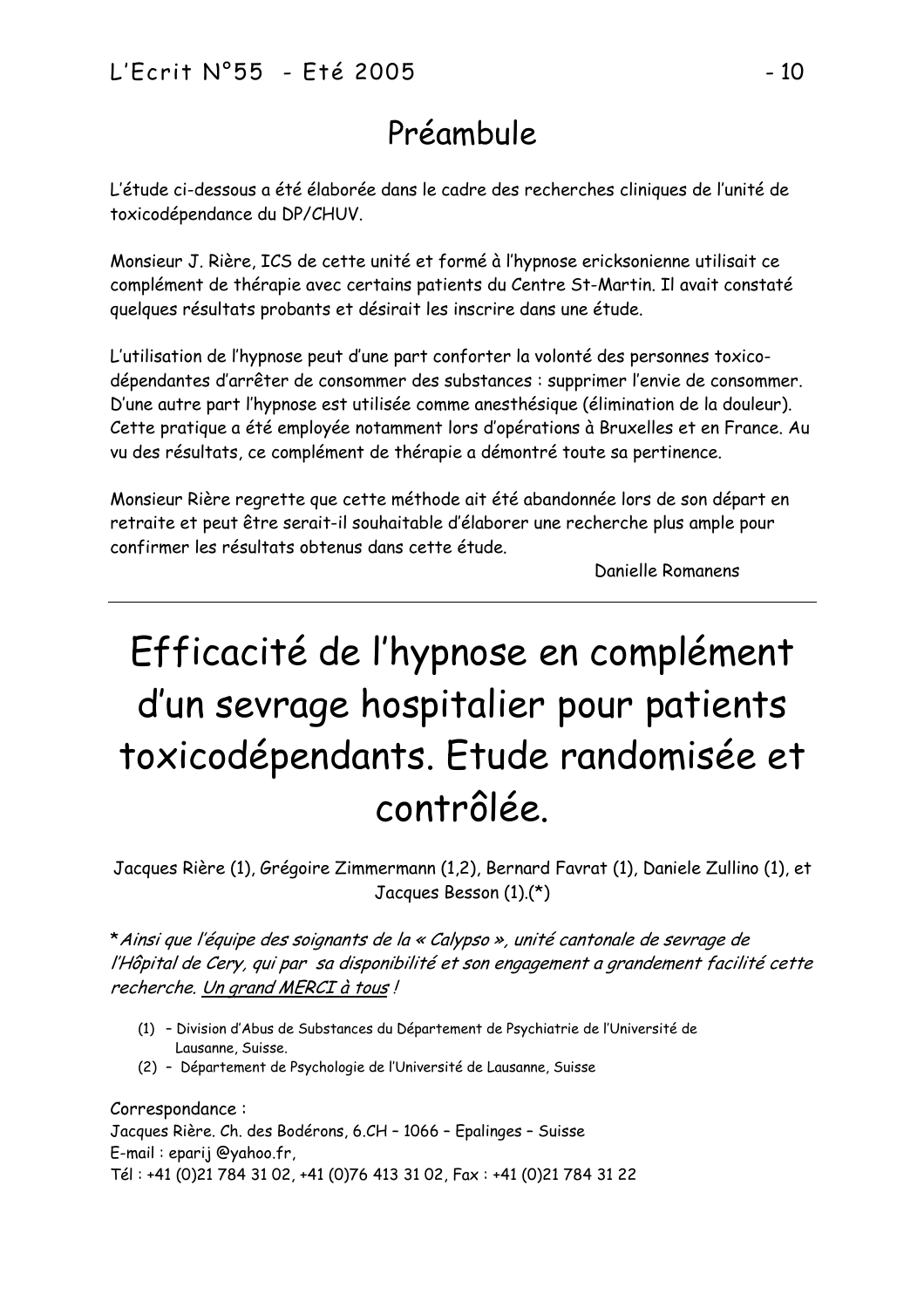## Préambule

L'étude ci-dessous a été élaborée dans le cadre des recherches cliniques de l'unité de toxicodépendance du DP/CHUV.

Monsieur J. Rière, ICS de cette unité et formé à l'hypnose ericksonienne utilisait ce complément de thérapie avec certains patients du Centre St-Martin. Il avait constaté quelques résultats probants et désirait les inscrire dans une étude.

L'utilisation de l'hypnose peut d'une part conforter la volonté des personnes toxico-dépendantes d'arrêter de consommer des substances : supprimer l'envie de consommer. D'une autre part l'hypnose est utilisée comme anesthésique (élimination de la douleur). Cette pratique a été employée notamment lors d'opérations à Bruxelles et en France. Au vu des résultats, ce complément de thérapie a démontré toute sa pertinence.

Monsieur Rière regrette que cette méthode ait été abandonnée lors de son départ en retraite et peut être serait-il souhaitable d'élaborer une recherche plus ample pour confirmer les résultats obtenus dans cette étude.

Danielle Romanens

---

# Efficacité de l'hypnose en complément d'un sevrage hospitalier pour patients toxicodépendants. Etude randomisée et contrôlée.

Jacques Rière (1), Grégoire Zimmermann (1,2), Bernard Favrat (1), Daniele Zullino (1), et Jacques Besson (1).(*)

*\*Ainsi que l'équipe des soignants de la « Calypso », unité cantonale de sevrage de l'Hôpital de Cery, qui par sa disponibilité et son engagement a grandement facilité cette recherche. Un grand MERCI à tous !*

(1) – Division d'Abus de Substances du Département de Psychiatrie de l'Université de Lausanne, Suisse.

(2) – Département de Psychologie de l'Université de Lausanne, Suisse

Correspondance :
Jacques Rière. Ch. des Bodérons, 6.CH – 1066 – Epalinges – Suisse
E-mail : eparij @yahoo.fr,
Tél : +41 (0)21 784 31 02, +41 (0)76 413 31 02, Fax : +41 (0)21 784 31 22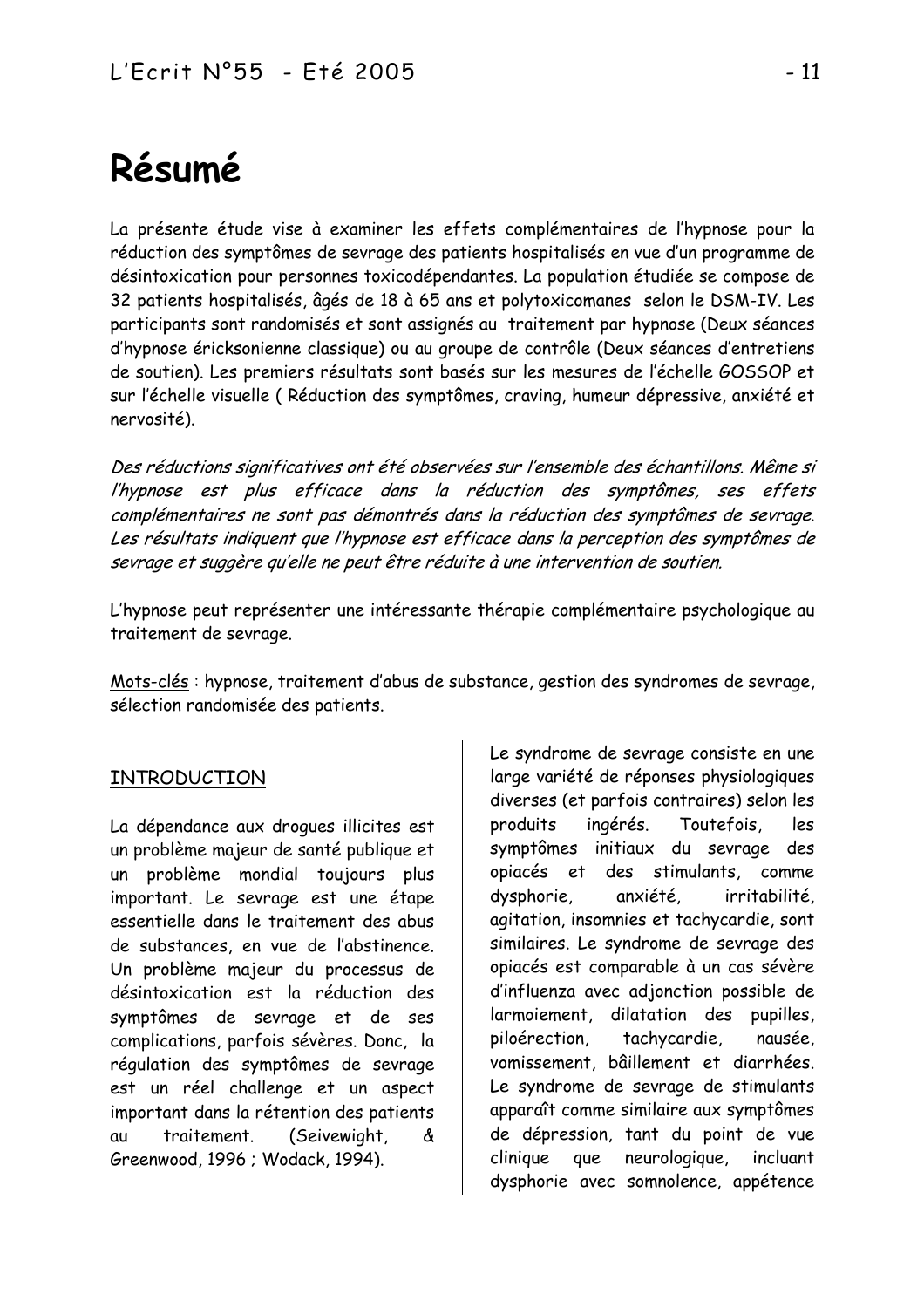# Résumé

La présente étude vise à examiner les effets complémentaires de l'hypnose pour la réduction des symptômes de sevrage des patients hospitalisés en vue d'un programme de désintoxication pour personnes toxicodépendantes. La population étudiée se compose de 32 patients hospitalisés, âgés de 18 à 65 ans et polytoxicomanes selon le DSM-IV. Les participants sont randomisés et sont assignés au traitement par hypnose (Deux séances d'hypnose éricksonienne classique) ou au groupe de contrôle (Deux séances d'entretiens de soutien). Les premiers résultats sont basés sur les mesures de l'échelle GOSSOP et sur l'échelle visuelle ( Réduction des symptômes, craving, humeur dépressive, anxiété et nervosité).

*Des réductions significatives ont été observées sur l'ensemble des échantillons. Même si l'hypnose est plus efficace dans la réduction des symptômes, ses effets complémentaires ne sont pas démontrés dans la réduction des symptômes de sevrage. Les résultats indiquent que l'hypnose est efficace dans la perception des symptômes de sevrage et suggère qu'elle ne peut être réduite à une intervention de soutien.*

L'hypnose peut représenter une intéressante thérapie complémentaire psychologique au traitement de sevrage.

Mots-clés : hypnose, traitement d'abus de substance, gestion des syndromes de sevrage, sélection randomisée des patients.

## INTRODUCTION

La dépendance aux drogues illicites est un problème majeur de santé publique et un problème mondial toujours plus important. Le sevrage est une étape essentielle dans le traitement des abus de substances, en vue de l'abstinence. Un problème majeur du processus de désintoxication est la réduction des symptômes de sevrage et de ses complications, parfois sévères. Donc, la régulation des symptômes de sevrage est un réel challenge et un aspect important dans la rétention des patients au traitement. (Seivewight, & Greenwood, 1996 ; Wodack, 1994).

Le syndrome de sevrage consiste en une large variété de réponses physiologiques diverses (et parfois contraires) selon les produits ingérés. Toutefois, les symptômes initiaux du sevrage des opiacés et des stimulants, comme dysphorie, anxiété, irritabilité, agitation, insomnies et tachycardie, sont similaires. Le syndrome de sevrage des opiacés est comparable à un cas sévère d'influenza avec adjonction possible de larmoiement, dilatation des pupilles, piloérection, tachycardie, nausée, vomissement, bâillement et diarrhées. Le syndrome de sevrage de stimulants apparaît comme similaire aux symptômes de dépression, tant du point de vue clinique que neurologique, incluant dysphorie avec somnolence, appétence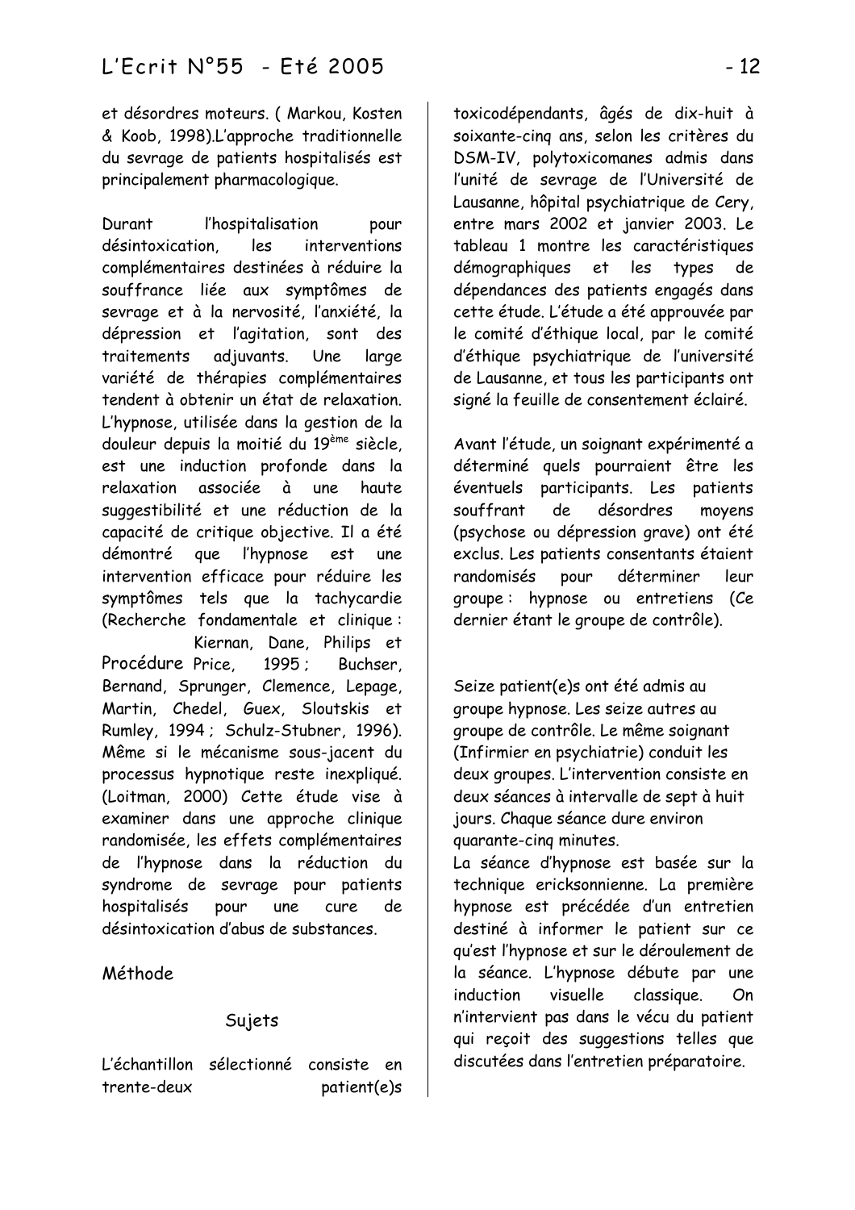et désordres moteurs. ( Markou, Kosten & Koob, 1998).L'approche traditionnelle du sevrage de patients hospitalisés est principalement pharmacologique.

Durant l'hospitalisation pour désintoxication, les interventions complémentaires destinées à réduire la souffrance liée aux symptômes de sevrage et à la nervosité, l'anxiété, la dépression et l'agitation, sont des traitements adjuvants. Une large variété de thérapies complémentaires tendent à obtenir un état de relaxation. L'hypnose, utilisée dans la gestion de la douleur depuis la moitié du 19ème siècle, est une induction profonde dans la relaxation associée à une haute suggestibilité et une réduction de la capacité de critique objective. Il a été démontré que l'hypnose est une intervention efficace pour réduire les symptômes tels que la tachycardie (Recherche fondamentale et clinique : Kiernan, Dane, Philips et Price, 1995 ; Buchser, Bernand, Sprunger, Clemence, Lepage, Martin, Chedel, Guex, Sloutskis et Rumley, 1994 ; Schulz-Stubner, 1996). Même si le mécanisme sous-jacent du processus hypnotique reste inexpliqué. (Loitman, 2000) Cette étude vise à examiner dans une approche clinique randomisée, les effets complémentaires de l'hypnose dans la réduction du syndrome de sevrage pour patients hospitalisés pour une cure de désintoxication d'abus de substances.

## Méthode

### Sujets

L'échantillon sélectionné consiste en trente-deux patient(e)s toxicodépendants, âgés de dix-huit à soixante-cinq ans, selon les critères du DSM-IV, polytoxicomanes admis dans l'unité de sevrage de l'Université de Lausanne, hôpital psychiatrique de Cery, entre mars 2002 et janvier 2003. Le tableau 1 montre les caractéristiques démographiques et les types de dépendances des patients engagés dans cette étude. L'étude a été approuvée par le comité d'éthique local, par le comité d'éthique psychiatrique de l'université de Lausanne, et tous les participants ont signé la feuille de consentement éclairé.

### Procédure

Avant l'étude, un soignant expérimenté a déterminé quels pourraient être les éventuels participants. Les patients souffrant de désordres moyens (psychose ou dépression grave) ont été exclus. Les patients consentants étaient randomisés pour déterminer leur groupe : hypnose ou entretiens (Ce dernier étant le groupe de contrôle).

Seize patient(e)s ont été admis au groupe hypnose. Les seize autres au groupe de contrôle. Le même soignant (Infirmier en psychiatrie) conduit les deux groupes. L'intervention consiste en deux séances à intervalle de sept à huit jours. Chaque séance dure environ quarante-cinq minutes.

La séance d'hypnose est basée sur la technique ericksonnienne. La première hypnose est précédée d'un entretien destiné à informer le patient sur ce qu'est l'hypnose et sur le déroulement de la séance. L'hypnose débute par une induction visuelle classique. On n'intervient pas dans le vécu du patient qui reçoit des suggestions telles que discutées dans l'entretien préparatoire.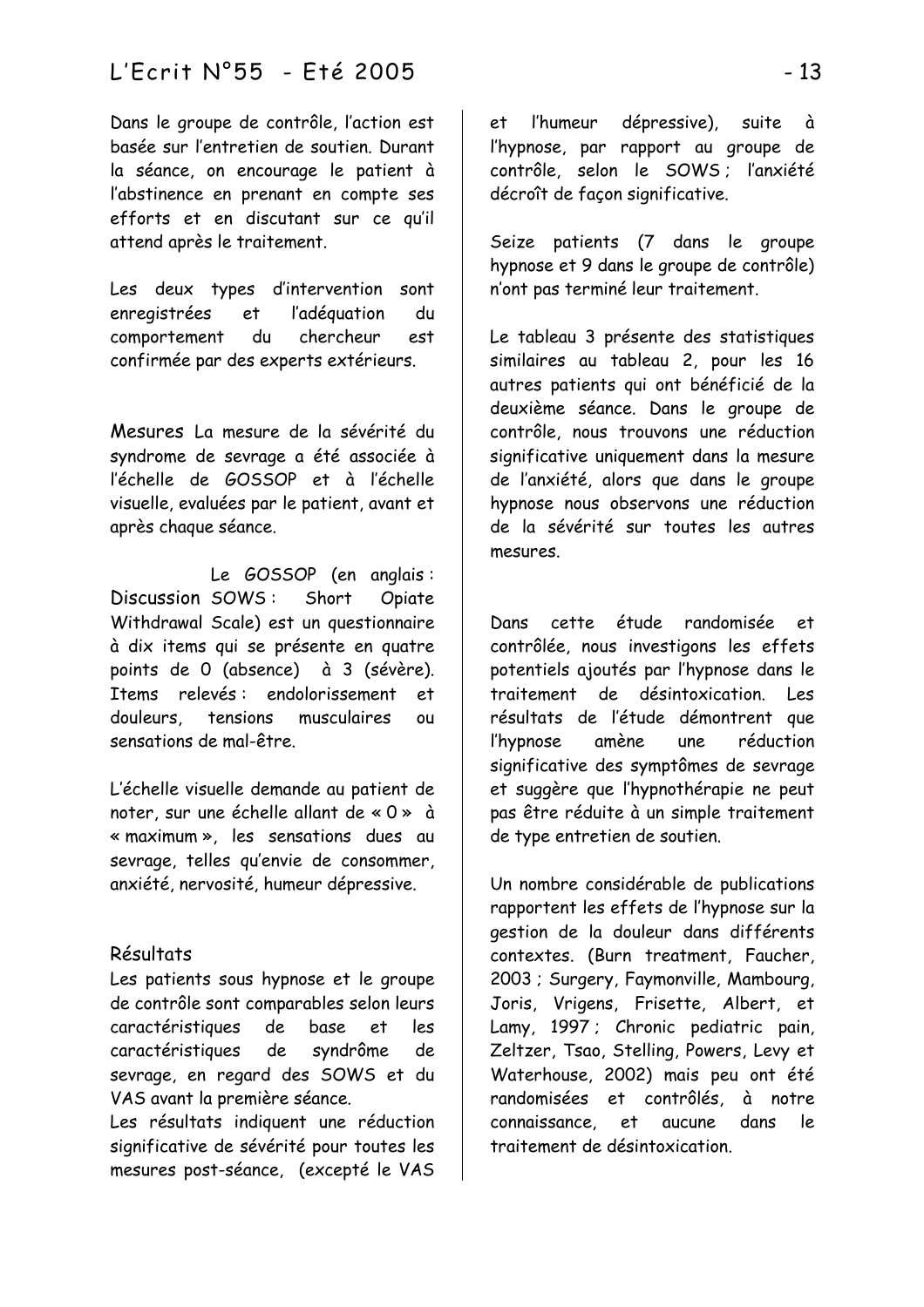Dans le groupe de contrôle, l'action est basée sur l'entretien de soutien. Durant la séance, on encourage le patient à l'abstinence en prenant en compte ses efforts et en discutant sur ce qu'il attend après le traitement.

Les deux types d'intervention sont enregistrées et l'adéquation du comportement du chercheur est confirmée par des experts extérieurs.

Mesures La mesure de la sévérité du syndrome de sevrage a été associée à l'échelle de GOSSOP et à l'échelle visuelle, evaluées par le patient, avant et après chaque séance.

Le GOSSOP (en anglais : SOWS : Short Opiate Withdrawal Scale) est un questionnaire à dix items qui se présente en quatre points de 0 (absence) à 3 (sévère). Items relevés : endolorissement et douleurs, tensions musculaires ou sensations de mal-être.

L'échelle visuelle demande au patient de noter, sur une échelle allant de « 0 » à « maximum », les sensations dues au sevrage, telles qu'envie de consommer, anxiété, nervosité, humeur dépressive.

## Résultats

Les patients sous hypnose et le groupe de contrôle sont comparables selon leurs caractéristiques de base et les caractéristiques de syndrôme de sevrage, en regard des SOWS et du VAS avant la première séance.

Les résultats indiquent une réduction significative de sévérité pour toutes les mesures post-séance, (excepté le VAS et l'humeur dépressive), suite à l'hypnose, par rapport au groupe de contrôle, selon le SOWS ; l'anxiété décroît de façon significative.

Seize patients (7 dans le groupe hypnose et 9 dans le groupe de contrôle) n'ont pas terminé leur traitement.

Le tableau 3 présente des statistiques similaires au tableau 2, pour les 16 autres patients qui ont bénéficié de la deuxième séance. Dans le groupe de contrôle, nous trouvons une réduction significative uniquement dans la mesure de l'anxiété, alors que dans le groupe hypnose nous observons une réduction de la sévérité sur toutes les autres mesures.

## Discussion

Dans cette étude randomisée et contrôlée, nous investigons les effets potentiels ajoutés par l'hypnose dans le traitement de désintoxication. Les résultats de l'étude démontrent que l'hypnose amène une réduction significative des symptômes de sevrage et suggère que l'hypnothérapie ne peut pas être réduite à un simple traitement de type entretien de soutien.

Un nombre considérable de publications rapportent les effets de l'hypnose sur la gestion de la douleur dans différents contextes. (Burn treatment, Faucher, 2003 ; Surgery, Faymonville, Mambourg, Joris, Vrigens, Frisette, Albert, et Lamy, 1997 ; Chronic pediatric pain, Zeltzer, Tsao, Stelling, Powers, Levy et Waterhouse, 2002) mais peu ont été randomisées et contrôlés, à notre connaissance, et aucune dans le traitement de désintoxication.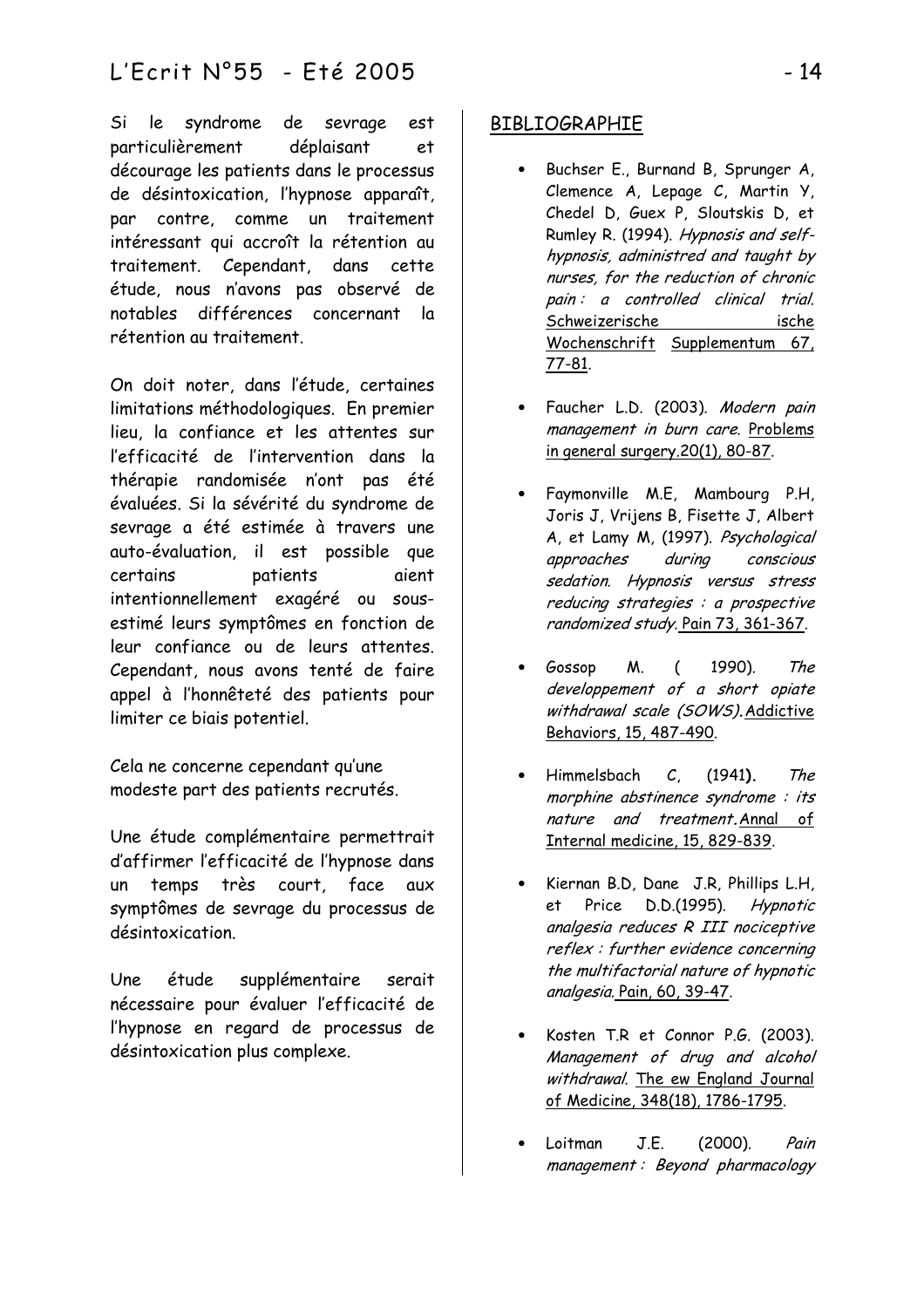Si le syndrome de sevrage est particulièrement déplaisant et décourage les patients dans le processus de désintoxication, l'hypnose apparaît, par contre, comme un traitement intéressant qui accroît la rétention au traitement. Cependant, dans cette étude, nous n'avons pas observé de notables différences concernant la rétention au traitement.

On doit noter, dans l'étude, certaines limitations méthodologiques. En premier lieu, la confiance et les attentes sur l'efficacité de l'intervention dans la thérapie randomisée n'ont pas été évaluées. Si la sévérité du syndrome de sevrage a été estimée à travers une auto-évaluation, il est possible que certains patients aient intentionnellement exagéré ou sous-estimé leurs symptômes en fonction de leur confiance ou de leurs attentes. Cependant, nous avons tenté de faire appel à l'honnêteté des patients pour limiter ce biais potentiel.

Cela ne concerne cependant qu'une modeste part des patients recrutés.

Une étude complémentaire permettrait d'affirmer l'efficacité de l'hypnose dans un temps très court, face aux symptômes de sevrage du processus de désintoxication.

Une étude supplémentaire serait nécessaire pour évaluer l'efficacité de l'hypnose en regard de processus de désintoxication plus complexe.

## BIBLIOGRAPHIE

- Buchser E., Burnand B, Sprunger A, Clemence A, Lepage C, Martin Y, Chedel D, Guex P, Sloutskis D, et Rumley R. (1994). *Hypnosis and self-hypnosis, administred and taught by nurses, for the reduction of chronic pain : a controlled clinical trial.* Schweizerische ische Wochenschrift Supplementum 67, 77-81.
- Faucher L.D. (2003). *Modern pain management in burn care.* Problems in general surgery.20(1), 80-87.
- Faymonville M.E, Mambourg P.H, Joris J, Vrijens B, Fisette J, Albert A, et Lamy M, (1997). *Psychological approaches during conscious sedation. Hypnosis versus stress reducing strategies : a prospective randomized study.* Pain 73, 361-367.
- Gossop M. ( 1990). *The developpement of a short opiate withdrawal scale (SOWS).* Addictive Behaviors, 15, 487-490.
- Himmelsbach C, (1941). *The morphine abstinence syndrome : its nature and treatment.* Annal of Internal medicine, 15, 829-839.
- Kiernan B.D, Dane J.R, Phillips L.H, et Price D.D.(1995). *Hypnotic analgesia reduces R III nociceptive reflex : further evidence concerning the multifactorial nature of hypnotic analgesia.* Pain, 60, 39-47.
- Kosten T.R et Connor P.G. (2003). *Management of drug and alcohol withdrawal.* The ew England Journal of Medicine, 348(18), 1786-1795.
- Loitman J.E. (2000). *Pain management : Beyond pharmacology*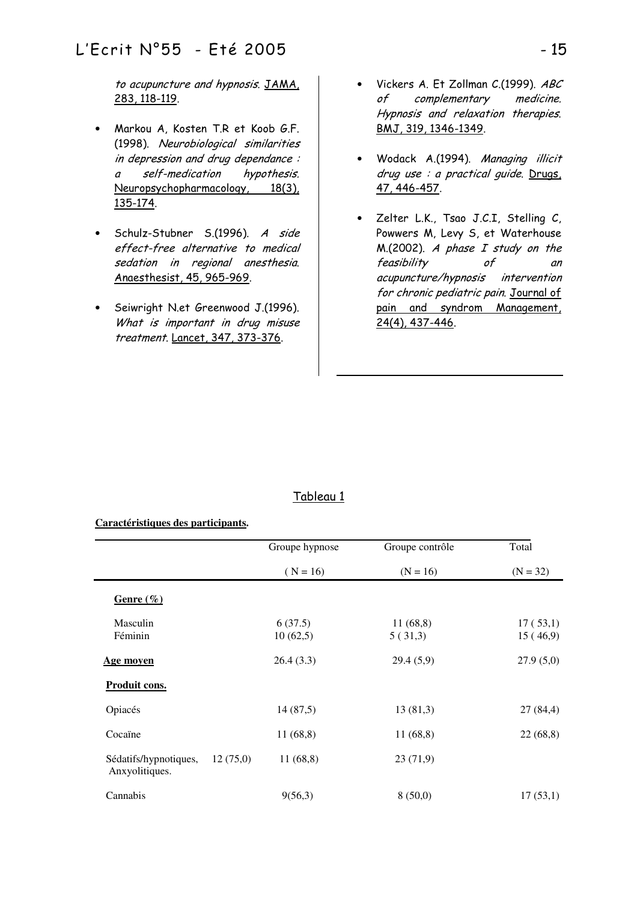to acupuncture and hypnosis. JAMA, 283, 118-119.

- Markou A, Kosten T.R et Koob G.F. (1998). *Neurobiological similarities in depression and drug dependance : a self-medication hypothesis.* Neuropsychopharmacology, 18(3), 135-174.

- Schulz-Stubner S.(1996). *A side effect-free alternative to medical sedation in regional anesthesia.* Anaesthesist, 45, 965-969.

- Seiwright N.et Greenwood J.(1996). *What is important in drug misuse treatment.* Lancet, 347, 373-376.

- Vickers A. Et Zollman C.(1999). *ABC of complementary medicine. Hypnosis and relaxation therapies.* BMJ, 319, 1346-1349.

- Wodack A.(1994). *Managing illicit drug use : a practical guide.* Drugs, 47, 446-457.

- Zelter L.K., Tsao J.C.I, Stelling C, Powwers M, Levy S, et Waterhouse M.(2002). *A phase I study on the feasibility of an acupuncture/hypnosis intervention for chronic pediatric pain.* Journal of pain and syndrom Management, 24(4), 437-446.

Tableau 1

**Caractéristiques des participants.**

| | Groupe hypnose ( N = 16) | Groupe contrôle (N = 16) | Total (N = 32) |
|---|---|---|---|
| **Genre (%)** | | | |
| Masculin | 6 (37.5) | 11 (68,8) | 17 ( 53,1) |
| Féminin | 10 (62,5) | 5 ( 31,3) | 15 ( 46,9) |
| **Age moyen** | 26.4 (3.3) | 29.4 (5,9) | 27.9 (5,0) |
| **Produit cons.** | | | |
| Opiacés | 14 (87,5) | 13 (81,3) | 27 (84,4) |
| Cocaïne | 11 (68,8) | 11 (68,8) | 22 (68,8) |
| Sédatifs/hypnotiques, Anxyolitiques. | 12 (75,0) | 11 (68,8) | 23 (71,9) |
| Cannabis | 9(56,3) | 8 (50,0) | 17 (53,1) |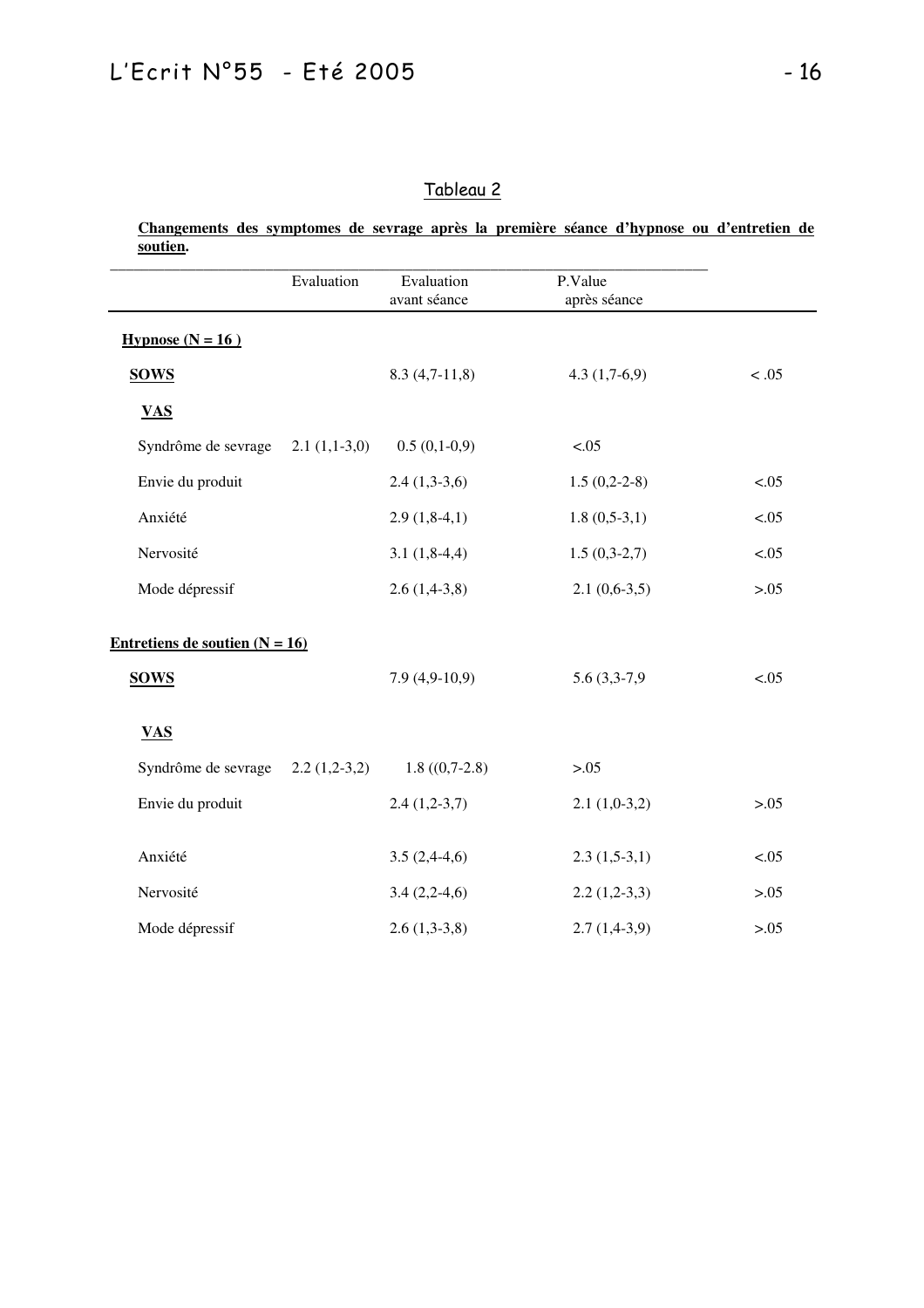## Tableau 2

**Changements des symptomes de sevrage après la première séance d'hypnose ou d'entretien de soutien.**

| | Evaluation | Evaluation avant séance | P.Value après séance | |
|---|---|---|---|---|
| **Hypnose (N = 16 )** | | | | |
| **SOWS** | | 8.3 (4,7-11,8) | 4.3 (1,7-6,9) | < .05 |
| **VAS** | | | | |
| Syndrôme de sevrage | 2.1 (1,1-3,0) | 0.5 (0,1-0,9) | <.05 | |
| Envie du produit | | 2.4 (1,3-3,6) | 1.5 (0,2-2-8) | <.05 |
| Anxiété | | 2.9 (1,8-4,1) | 1.8 (0,5-3,1) | <.05 |
| Nervosité | | 3.1 (1,8-4,4) | 1.5 (0,3-2,7) | <.05 |
| Mode dépressif | | 2.6 (1,4-3,8) | 2.1 (0,6-3,5) | >.05 |
| **Entretiens de soutien (N = 16)** | | | | |
| **SOWS** | | 7.9 (4,9-10,9) | 5.6 (3,3-7,9 | <.05 |
| **VAS** | | | | |
| Syndrôme de sevrage | 2.2 (1,2-3,2) | 1.8 ((0,7-2.8) | >.05 | |
| Envie du produit | | 2.4 (1,2-3,7) | 2.1 (1,0-3,2) | >.05 |
| Anxiété | | 3.5 (2,4-4,6) | 2.3 (1,5-3,1) | <.05 |
| Nervosité | | 3.4 (2,2-4,6) | 2.2 (1,2-3,3) | >.05 |
| Mode dépressif | | 2.6 (1,3-3,8) | 2.7 (1,4-3,9) | >.05 |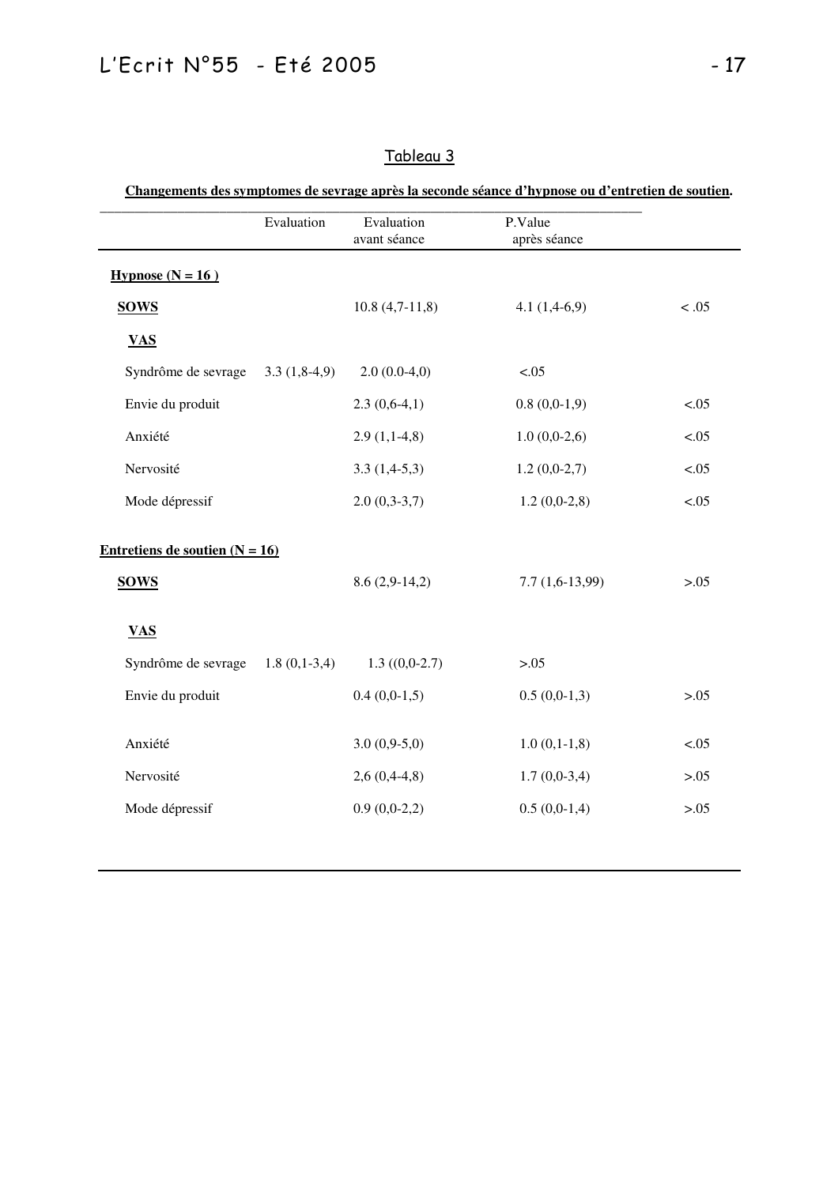## Tableau 3

**Changements des symptomes de sevrage après la seconde séance d'hypnose ou d'entretien de soutien.**

| | Evaluation | Evaluation avant séance | P.Value après séance | |
|---|---|---|---|---|
| **Hypnose (N = 16 )** | | | | |
| **SOWS** | | 10.8 (4,7-11,8) | 4.1 (1,4-6,9) | < .05 |
| **VAS** | | | | |
| Syndrôme de sevrage | 3.3 (1,8-4,9) | 2.0 (0.0-4,0) | <.05 | |
| Envie du produit | | 2.3 (0,6-4,1) | 0.8 (0,0-1,9) | <.05 |
| Anxiété | | 2.9 (1,1-4,8) | 1.0 (0,0-2,6) | <.05 |
| Nervosité | | 3.3 (1,4-5,3) | 1.2 (0,0-2,7) | <.05 |
| Mode dépressif | | 2.0 (0,3-3,7) | 1.2 (0,0-2,8) | <.05 |
| **Entretiens de soutien (N = 16)** | | | | |
| **SOWS** | | 8.6 (2,9-14,2) | 7.7 (1,6-13,99) | >.05 |
| **VAS** | | | | |
| Syndrôme de sevrage | 1.8 (0,1-3,4) | 1.3 ((0,0-2.7) | >.05 | |
| Envie du produit | | 0.4 (0,0-1,5) | 0.5 (0,0-1,3) | >.05 |
| Anxiété | | 3.0 (0,9-5,0) | 1.0 (0,1-1,8) | <.05 |
| Nervosité | | 2,6 (0,4-4,8) | 1.7 (0,0-3,4) | >.05 |
| Mode dépressif | | 0.9 (0,0-2,2) | 0.5 (0,0-1,4) | >.05 |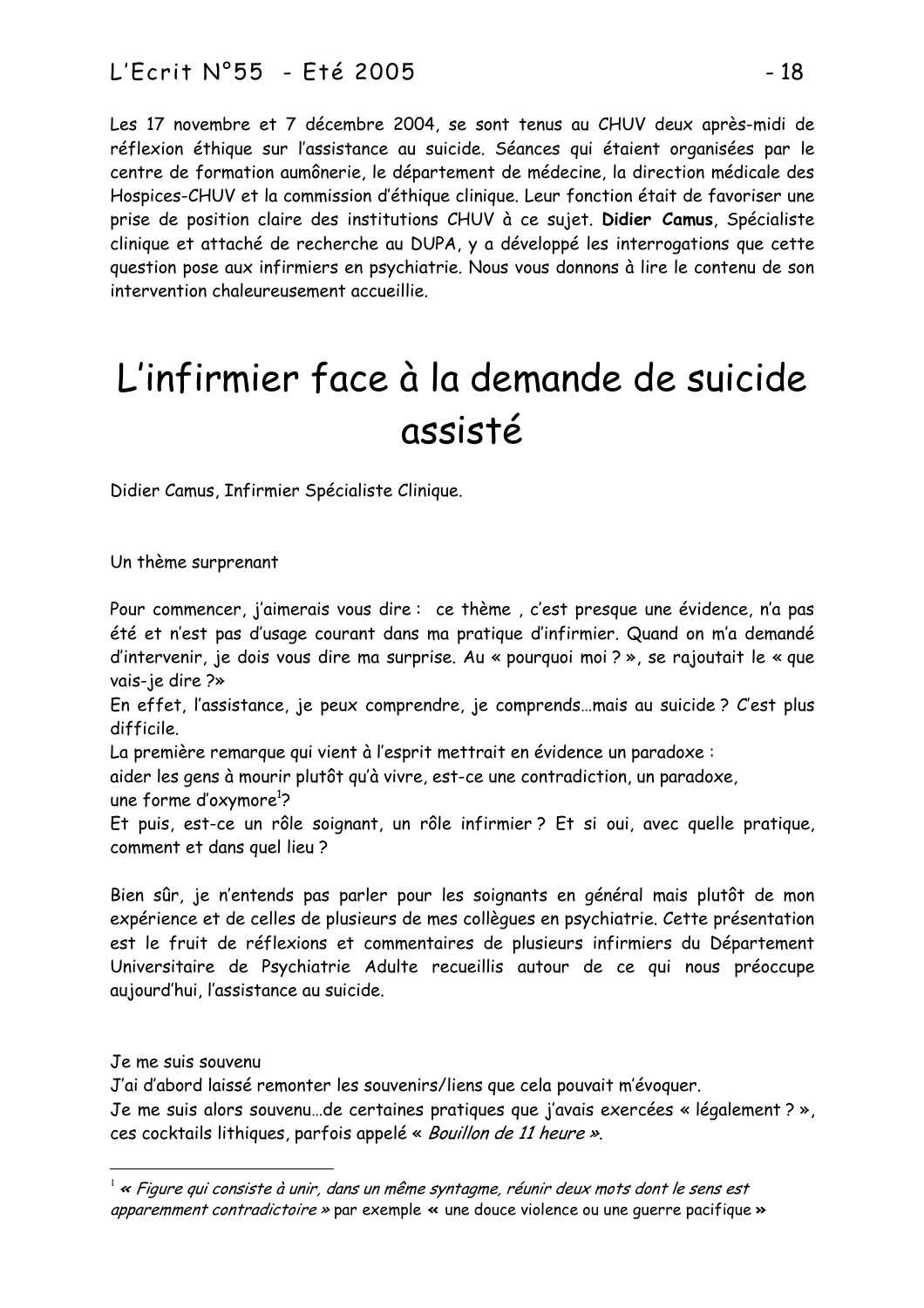Les 17 novembre et 7 décembre 2004, se sont tenus au CHUV deux après-midi de réflexion éthique sur l'assistance au suicide. Séances qui étaient organisées par le centre de formation aumônerie, le département de médecine, la direction médicale des Hospices-CHUV et la commission d'éthique clinique. Leur fonction était de favoriser une prise de position claire des institutions CHUV à ce sujet. **Didier Camus**, Spécialiste clinique et attaché de recherche au DUPA, y a développé les interrogations que cette question pose aux infirmiers en psychiatrie. Nous vous donnons à lire le contenu de son intervention chaleureusement accueillie.

# L'infirmier face à la demande de suicide assisté

Didier Camus, Infirmier Spécialiste Clinique.

Un thème surprenant

Pour commencer, j'aimerais vous dire : ce thème , c'est presque une évidence, n'a pas été et n'est pas d'usage courant dans ma pratique d'infirmier. Quand on m'a demandé d'intervenir, je dois vous dire ma surprise. Au « pourquoi moi ? », se rajoutait le « que vais-je dire ?»

En effet, l'assistance, je peux comprendre, je comprends…mais au suicide ? C'est plus difficile.

La première remarque qui vient à l'esprit mettrait en évidence un paradoxe :

aider les gens à mourir plutôt qu'à vivre, est-ce une contradiction, un paradoxe, une forme d'oxymore[1]?

Et puis, est-ce un rôle soignant, un rôle infirmier ? Et si oui, avec quelle pratique, comment et dans quel lieu ?

Bien sûr, je n'entends pas parler pour les soignants en général mais plutôt de mon expérience et de celles de plusieurs de mes collègues en psychiatrie. Cette présentation est le fruit de réflexions et commentaires de plusieurs infirmiers du Département Universitaire de Psychiatrie Adulte recueillis autour de ce qui nous préoccupe aujourd'hui, l'assistance au suicide.

Je me suis souvenu

J'ai d'abord laissé remonter les souvenirs/liens que cela pouvait m'évoquer.

Je me suis alors souvenu…de certaines pratiques que j'avais exercées « légalement ? », ces cocktails lithiques, parfois appelé « *Bouillon de 11 heure* ».

---

[1] « *Figure qui consiste à unir, dans un même syntagme, réunir deux mots dont le sens est apparemment contradictoire* » par exemple « une douce violence ou une guerre pacifique »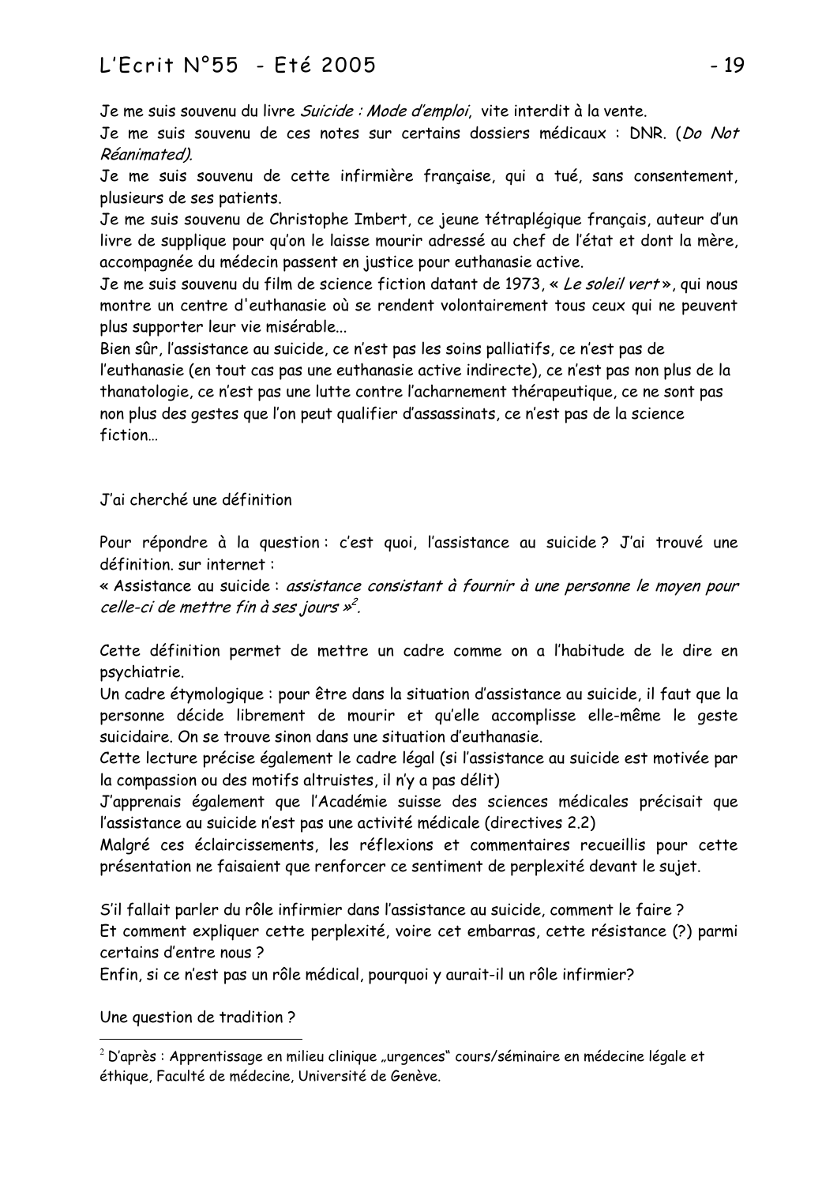Je me suis souvenu du livre *Suicide : Mode d'emploi*, vite interdit à la vente.

Je me suis souvenu de ces notes sur certains dossiers médicaux : DNR. (*Do Not Réanimated).*

Je me suis souvenu de cette infirmière française, qui a tué, sans consentement, plusieurs de ses patients.

Je me suis souvenu de Christophe Imbert, ce jeune tétraplégique français, auteur d'un livre de supplique pour qu'on le laisse mourir adressé au chef de l'état et dont la mère, accompagnée du médecin passent en justice pour euthanasie active.

Je me suis souvenu du film de science fiction datant de 1973, « *Le soleil vert* », qui nous montre un centre d'euthanasie où se rendent volontairement tous ceux qui ne peuvent plus supporter leur vie misérable...

Bien sûr, l'assistance au suicide, ce n'est pas les soins palliatifs, ce n'est pas de l'euthanasie (en tout cas pas une euthanasie active indirecte), ce n'est pas non plus de la thanatologie, ce n'est pas une lutte contre l'acharnement thérapeutique, ce ne sont pas non plus des gestes que l'on peut qualifier d'assassinats, ce n'est pas de la science fiction…

J'ai cherché une définition

Pour répondre à la question : c'est quoi, l'assistance au suicide ? J'ai trouvé une définition. sur internet :

« Assistance au suicide : *assistance consistant à fournir à une personne le moyen pour celle-ci de mettre fin à ses jours* »[2].

Cette définition permet de mettre un cadre comme on a l'habitude de le dire en psychiatrie.

Un cadre étymologique : pour être dans la situation d'assistance au suicide, il faut que la personne décide librement de mourir et qu'elle accomplisse elle-même le geste suicidaire. On se trouve sinon dans une situation d'euthanasie.

Cette lecture précise également le cadre légal (si l'assistance au suicide est motivée par la compassion ou des motifs altruistes, il n'y a pas délit)

J'apprenais également que l'Académie suisse des sciences médicales précisait que l'assistance au suicide n'est pas une activité médicale (directives 2.2)

Malgré ces éclaircissements, les réflexions et commentaires recueillis pour cette présentation ne faisaient que renforcer ce sentiment de perplexité devant le sujet.

S'il fallait parler du rôle infirmier dans l'assistance au suicide, comment le faire ?

Et comment expliquer cette perplexité, voire cet embarras, cette résistance (?) parmi certains d'entre nous ?

Enfin, si ce n'est pas un rôle médical, pourquoi y aurait-il un rôle infirmier?

Une question de tradition ?

---

[2] D'après : Apprentissage en milieu clinique „urgences" cours/séminaire en médecine légale et éthique, Faculté de médecine, Université de Genève.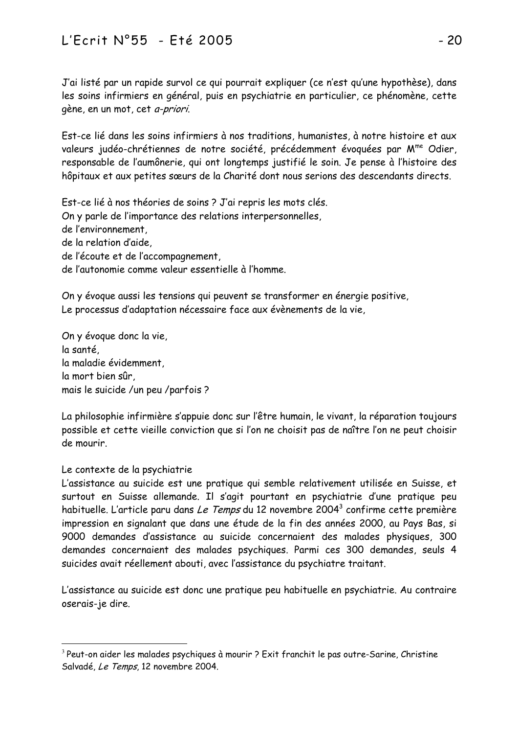J'ai listé par un rapide survol ce qui pourrait expliquer (ce n'est qu'une hypothèse), dans les soins infirmiers en général, puis en psychiatrie en particulier, ce phénomène, cette gène, en un mot, cet *a-priori*.

Est-ce lié dans les soins infirmiers à nos traditions, humanistes, à notre histoire et aux valeurs judéo-chrétiennes de notre société, précédemment évoquées par M^me^ Odier, responsable de l'aumônerie, qui ont longtemps justifié le soin. Je pense à l'histoire des hôpitaux et aux petites sœurs de la Charité dont nous serions des descendants directs.

Est-ce lié à nos théories de soins ? J'ai repris les mots clés.
On y parle de l'importance des relations interpersonnelles,
de l'environnement,
de la relation d'aide,
de l'écoute et de l'accompagnement,
de l'autonomie comme valeur essentielle à l'homme.

On y évoque aussi les tensions qui peuvent se transformer en énergie positive,
Le processus d'adaptation nécessaire face aux évènements de la vie,

On y évoque donc la vie,
la santé,
la maladie évidemment,
la mort bien sûr,
mais le suicide /un peu /parfois ?

La philosophie infirmière s'appuie donc sur l'être humain, le vivant, la réparation toujours possible et cette vieille conviction que si l'on ne choisit pas de naître l'on ne peut choisir de mourir.

Le contexte de la psychiatrie
L'assistance au suicide est une pratique qui semble relativement utilisée en Suisse, et surtout en Suisse allemande. Il s'agit pourtant en psychiatrie d'une pratique peu habituelle. L'article paru dans *Le Temps* du 12 novembre 2004[3] confirme cette première impression en signalant que dans une étude de la fin des années 2000, au Pays Bas, si 9000 demandes d'assistance au suicide concernaient des malades physiques, 300 demandes concernaient des malades psychiques. Parmi ces 300 demandes, seuls 4 suicides avait réellement abouti, avec l'assistance du psychiatre traitant.

L'assistance au suicide est donc une pratique peu habituelle en psychiatrie. Au contraire oserais-je dire.

[3] Peut-on aider les malades psychiques à mourir ? Exit franchit le pas outre-Sarine, Christine Salvadé, *Le Temps*, 12 novembre 2004.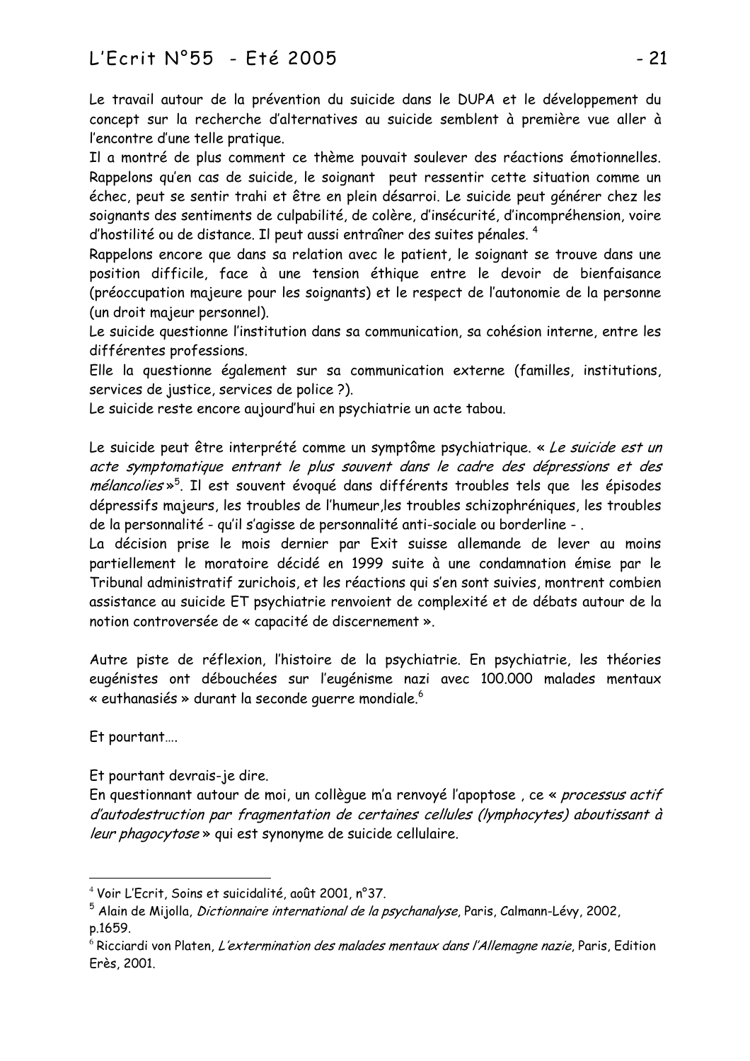Le travail autour de la prévention du suicide dans le DUPA et le développement du concept sur la recherche d'alternatives au suicide semblent à première vue aller à l'encontre d'une telle pratique.

Il a montré de plus comment ce thème pouvait soulever des réactions émotionnelles. Rappelons qu'en cas de suicide, le soignant peut ressentir cette situation comme un échec, peut se sentir trahi et être en plein désarroi. Le suicide peut générer chez les soignants des sentiments de culpabilité, de colère, d'insécurité, d'incompréhension, voire d'hostilité ou de distance. Il peut aussi entraîner des suites pénales. [4]

Rappelons encore que dans sa relation avec le patient, le soignant se trouve dans une position difficile, face à une tension éthique entre le devoir de bienfaisance (préoccupation majeure pour les soignants) et le respect de l'autonomie de la personne (un droit majeur personnel).

Le suicide questionne l'institution dans sa communication, sa cohésion interne, entre les différentes professions.

Elle la questionne également sur sa communication externe (familles, institutions, services de justice, services de police ?).

Le suicide reste encore aujourd'hui en psychiatrie un acte tabou.

Le suicide peut être interprété comme un symptôme psychiatrique. « *Le suicide est un acte symptomatique entrant le plus souvent dans le cadre des dépressions et des mélancolies* »[5]. Il est souvent évoqué dans différents troubles tels que les épisodes dépressifs majeurs, les troubles de l'humeur,les troubles schizophréniques, les troubles de la personnalité - qu'il s'agisse de personnalité anti-sociale ou borderline - .

La décision prise le mois dernier par Exit suisse allemande de lever au moins partiellement le moratoire décidé en 1999 suite à une condamnation émise par le Tribunal administratif zurichois, et les réactions qui s'en sont suivies, montrent combien assistance au suicide ET psychiatrie renvoient de complexité et de débats autour de la notion controversée de « capacité de discernement ».

Autre piste de réflexion, l'histoire de la psychiatrie. En psychiatrie, les théories eugénistes ont débouchées sur l'eugénisme nazi avec 100.000 malades mentaux « euthanasiés » durant la seconde guerre mondiale.[6]

Et pourtant….

Et pourtant devrais-je dire.

En questionnant autour de moi, un collègue m'a renvoyé l'apoptose , ce « *processus actif d'autodestruction par fragmentation de certaines cellules (lymphocytes) aboutissant à leur phagocytose* » qui est synonyme de suicide cellulaire.

---

[4] Voir L'Ecrit, Soins et suicidalité, août 2001, n°37.

[5] Alain de Mijolla, *Dictionnaire international de la psychanalyse*, Paris, Calmann-Lévy, 2002, p.1659.

[6] Ricciardi von Platen, *L'extermination des malades mentaux dans l'Allemagne nazie*, Paris, Edition Erès, 2001.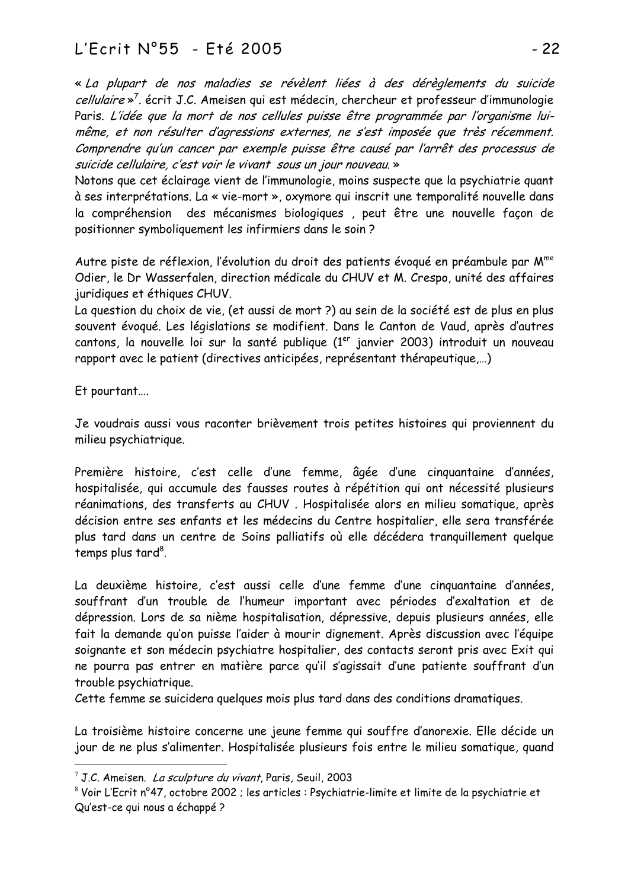« *La plupart de nos maladies se révèlent liées à des dérèglements du suicide cellulaire* »[7]. écrit J.C. Ameisen qui est médecin, chercheur et professeur d'immunologie Paris. *L'idée que la mort de nos cellules puisse être programmée par l'organisme lui-même, et non résulter d'agressions externes, ne s'est imposée que très récemment. Comprendre qu'un cancer par exemple puisse être causé par l'arrêt des processus de suicide cellulaire, c'est voir le vivant sous un jour nouveau.* »

Notons que cet éclairage vient de l'immunologie, moins suspecte que la psychiatrie quant à ses interprétations. La « vie-mort », oxymore qui inscrit une temporalité nouvelle dans la compréhension des mécanismes biologiques , peut être une nouvelle façon de positionner symboliquement les infirmiers dans le soin ?

Autre piste de réflexion, l'évolution du droit des patients évoqué en préambule par Mme Odier, le Dr Wasserfalen, direction médicale du CHUV et M. Crespo, unité des affaires juridiques et éthiques CHUV.

La question du choix de vie, (et aussi de mort ?) au sein de la société est de plus en plus souvent évoqué. Les législations se modifient. Dans le Canton de Vaud, après d'autres cantons, la nouvelle loi sur la santé publique (1er janvier 2003) introduit un nouveau rapport avec le patient (directives anticipées, représentant thérapeutique,…)

Et pourtant….

Je voudrais aussi vous raconter brièvement trois petites histoires qui proviennent du milieu psychiatrique.

Première histoire, c'est celle d'une femme, âgée d'une cinquantaine d'années, hospitalisée, qui accumule des fausses routes à répétition qui ont nécessité plusieurs réanimations, des transferts au CHUV . Hospitalisée alors en milieu somatique, après décision entre ses enfants et les médecins du Centre hospitalier, elle sera transférée plus tard dans un centre de Soins palliatifs où elle décédera tranquillement quelque temps plus tard[8].

La deuxième histoire, c'est aussi celle d'une femme d'une cinquantaine d'années, souffrant d'un trouble de l'humeur important avec périodes d'exaltation et de dépression. Lors de sa nième hospitalisation, dépressive, depuis plusieurs années, elle fait la demande qu'on puisse l'aider à mourir dignement. Après discussion avec l'équipe soignante et son médecin psychiatre hospitalier, des contacts seront pris avec Exit qui ne pourra pas entrer en matière parce qu'il s'agissait d'une patiente souffrant d'un trouble psychiatrique.

Cette femme se suicidera quelques mois plus tard dans des conditions dramatiques.

La troisième histoire concerne une jeune femme qui souffre d'anorexie. Elle décide un jour de ne plus s'alimenter. Hospitalisée plusieurs fois entre le milieu somatique, quand

---

[7] J.C. Ameisen. *La sculpture du vivant*, Paris, Seuil, 2003

[8] Voir L'Ecrit n°47, octobre 2002 ; les articles : Psychiatrie-limite et limite de la psychiatrie et Qu'est-ce qui nous a échappé ?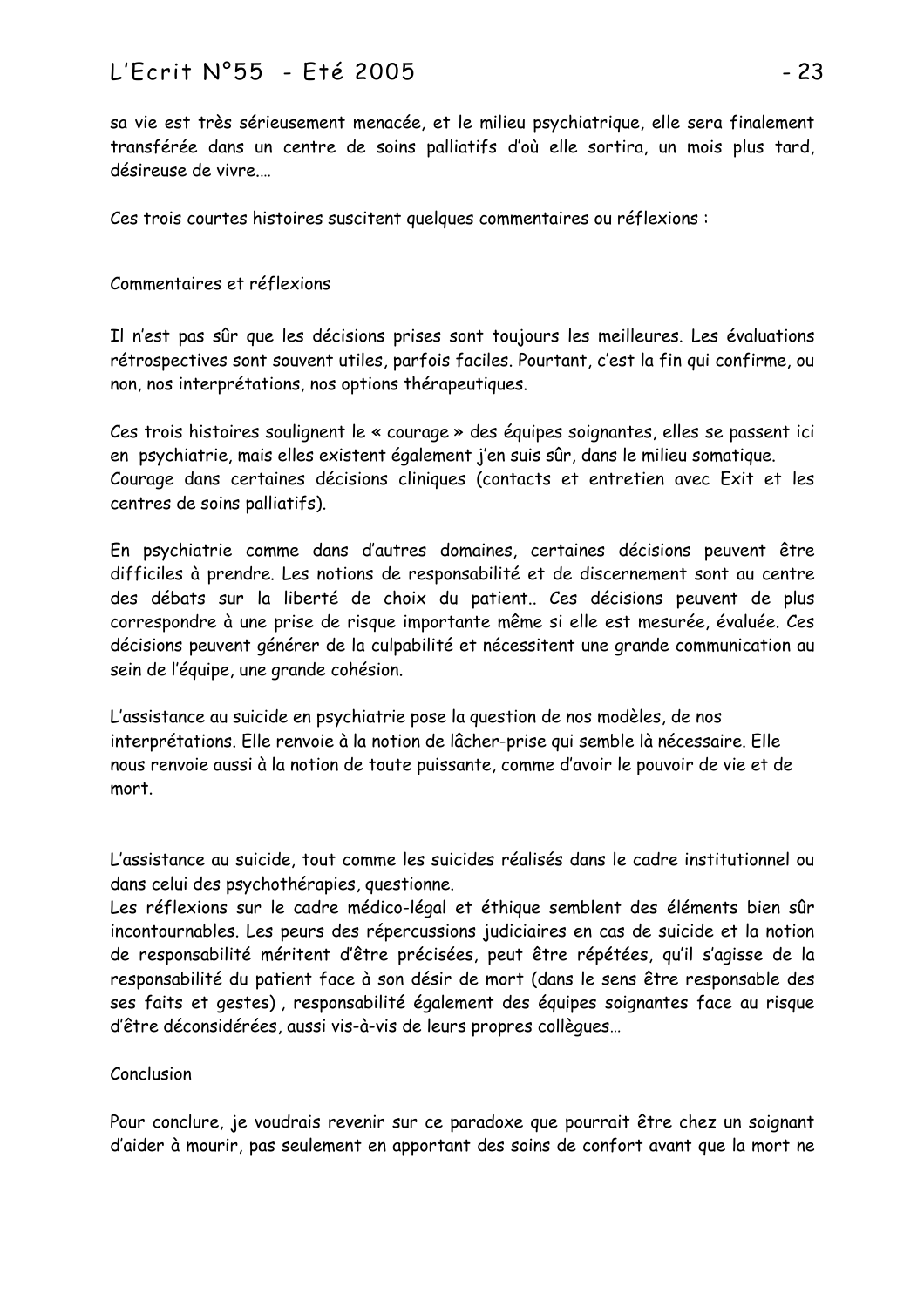sa vie est très sérieusement menacée, et le milieu psychiatrique, elle sera finalement transférée dans un centre de soins palliatifs d'où elle sortira, un mois plus tard, désireuse de vivre….

Ces trois courtes histoires suscitent quelques commentaires ou réflexions :

## Commentaires et réflexions

Il n'est pas sûr que les décisions prises sont toujours les meilleures. Les évaluations rétrospectives sont souvent utiles, parfois faciles. Pourtant, c'est la fin qui confirme, ou non, nos interprétations, nos options thérapeutiques.

Ces trois histoires soulignent le « courage » des équipes soignantes, elles se passent ici en psychiatrie, mais elles existent également j'en suis sûr, dans le milieu somatique.
Courage dans certaines décisions cliniques (contacts et entretien avec Exit et les centres de soins palliatifs).

En psychiatrie comme dans d'autres domaines, certaines décisions peuvent être difficiles à prendre. Les notions de responsabilité et de discernement sont au centre des débats sur la liberté de choix du patient.. Ces décisions peuvent de plus correspondre à une prise de risque importante même si elle est mesurée, évaluée. Ces décisions peuvent générer de la culpabilité et nécessitent une grande communication au sein de l'équipe, une grande cohésion.

L'assistance au suicide en psychiatrie pose la question de nos modèles, de nos interprétations. Elle renvoie à la notion de lâcher-prise qui semble là nécessaire. Elle nous renvoie aussi à la notion de toute puissante, comme d'avoir le pouvoir de vie et de mort.

L'assistance au suicide, tout comme les suicides réalisés dans le cadre institutionnel ou dans celui des psychothérapies, questionne.
Les réflexions sur le cadre médico-légal et éthique semblent des éléments bien sûr incontournables. Les peurs des répercussions judiciaires en cas de suicide et la notion de responsabilité méritent d'être précisées, peut être répétées, qu'il s'agisse de la responsabilité du patient face à son désir de mort (dans le sens être responsable des ses faits et gestes) , responsabilité également des équipes soignantes face au risque d'être déconsidérées, aussi vis-à-vis de leurs propres collègues…

## Conclusion

Pour conclure, je voudrais revenir sur ce paradoxe que pourrait être chez un soignant d'aider à mourir, pas seulement en apportant des soins de confort avant que la mort ne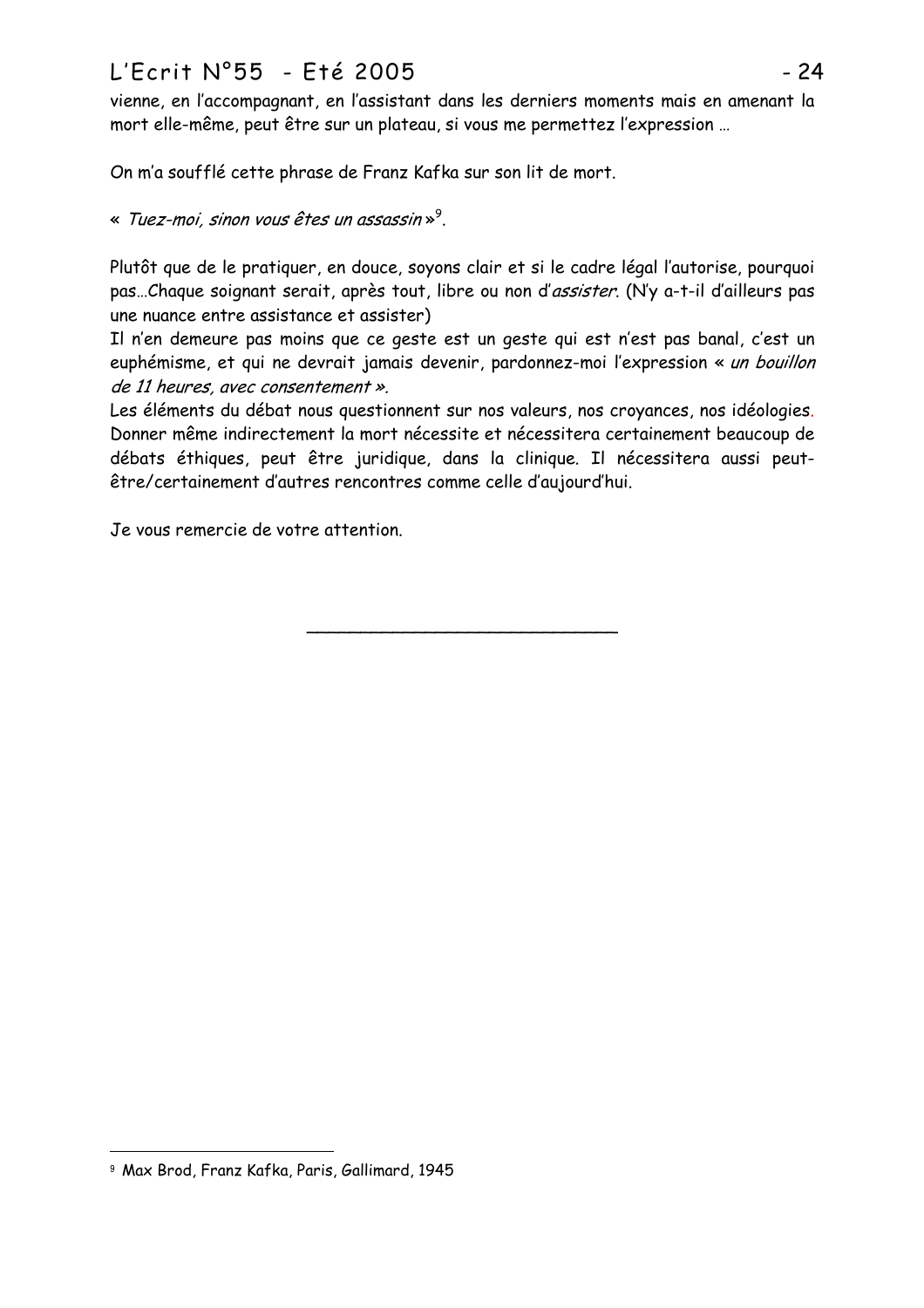vienne, en l'accompagnant, en l'assistant dans les derniers moments mais en amenant la mort elle-même, peut être sur un plateau, si vous me permettez l'expression …

On m'a soufflé cette phrase de Franz Kafka sur son lit de mort.

« *Tuez-moi, sinon vous êtes un assassin* »[9].

Plutôt que de le pratiquer, en douce, soyons clair et si le cadre légal l'autorise, pourquoi pas…Chaque soignant serait, après tout, libre ou non d'*assister*. (N'y a-t-il d'ailleurs pas une nuance entre assistance et assister)

Il n'en demeure pas moins que ce geste est un geste qui est n'est pas banal, c'est un euphémisme, et qui ne devrait jamais devenir, pardonnez-moi l'expression « *un bouillon de 11 heures, avec consentement* ».

Les éléments du débat nous questionnent sur nos valeurs, nos croyances, nos idéologies. Donner même indirectement la mort nécessite et nécessitera certainement beaucoup de débats éthiques, peut être juridique, dans la clinique. Il nécessitera aussi peut-être/certainement d'autres rencontres comme celle d'aujourd'hui.

Je vous remercie de votre attention.

---

[9] Max Brod, Franz Kafka, Paris, Gallimard, 1945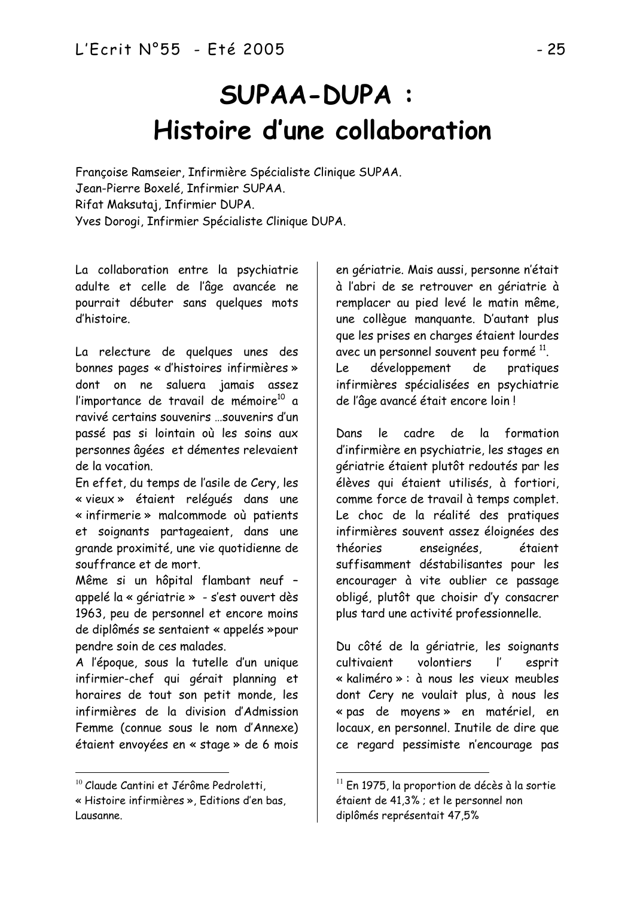# SUPAA-DUPA : Histoire d'une collaboration

Françoise Ramseier, Infirmière Spécialiste Clinique SUPAA.
Jean-Pierre Boxelé, Infirmier SUPAA.
Rifat Maksutaj, Infirmier DUPA.
Yves Dorogi, Infirmier Spécialiste Clinique DUPA.

La collaboration entre la psychiatrie adulte et celle de l'âge avancée ne pourrait débuter sans quelques mots d'histoire.

La relecture de quelques unes des bonnes pages « d'histoires infirmières » dont on ne saluera jamais assez l'importance de travail de mémoire[10] a ravivé certains souvenirs …souvenirs d'un passé pas si lointain où les soins aux personnes âgées et démentes relevaient de la vocation.

En effet, du temps de l'asile de Cery, les « vieux » étaient relégués dans une « infirmerie » malcommode où patients et soignants partageaient, dans une grande proximité, une vie quotidienne de souffrance et de mort.

Même si un hôpital flambant neuf – appelé la « gériatrie » - s'est ouvert dès 1963, peu de personnel et encore moins de diplômés se sentaient « appelés »pour pendre soin de ces malades.

A l'époque, sous la tutelle d'un unique infirmier-chef qui gérait planning et horaires de tout son petit monde, les infirmières de la division d'Admission Femme (connue sous le nom d'Annexe) étaient envoyées en « stage » de 6 mois en gériatrie. Mais aussi, personne n'était à l'abri de se retrouver en gériatrie à remplacer au pied levé le matin même, une collègue manquante. D'autant plus que les prises en charges étaient lourdes avec un personnel souvent peu formé [11].

Le développement de pratiques infirmières spécialisées en psychiatrie de l'âge avancé était encore loin !

Dans le cadre de la formation d'infirmière en psychiatrie, les stages en gériatrie étaient plutôt redoutés par les élèves qui étaient utilisés, à fortiori, comme force de travail à temps complet. Le choc de la réalité des pratiques infirmières souvent assez éloignées des théories enseignées, étaient suffisamment déstabilisantes pour les encourager à vite oublier ce passage obligé, plutôt que choisir d'y consacrer plus tard une activité professionnelle.

Du côté de la gériatrie, les soignants cultivaient volontiers l' esprit « kaliméro » : à nous les vieux meubles dont Cery ne voulait plus, à nous les « pas de moyens » en matériel, en locaux, en personnel. Inutile de dire que ce regard pessimiste n'encourage pas

---

[10] Claude Cantini et Jérôme Pedroletti, « Histoire infirmières », Editions d'en bas, Lausanne.

[11] En 1975, la proportion de décès à la sortie étaient de 41,3% ; et le personnel non diplômés représentait 47,5%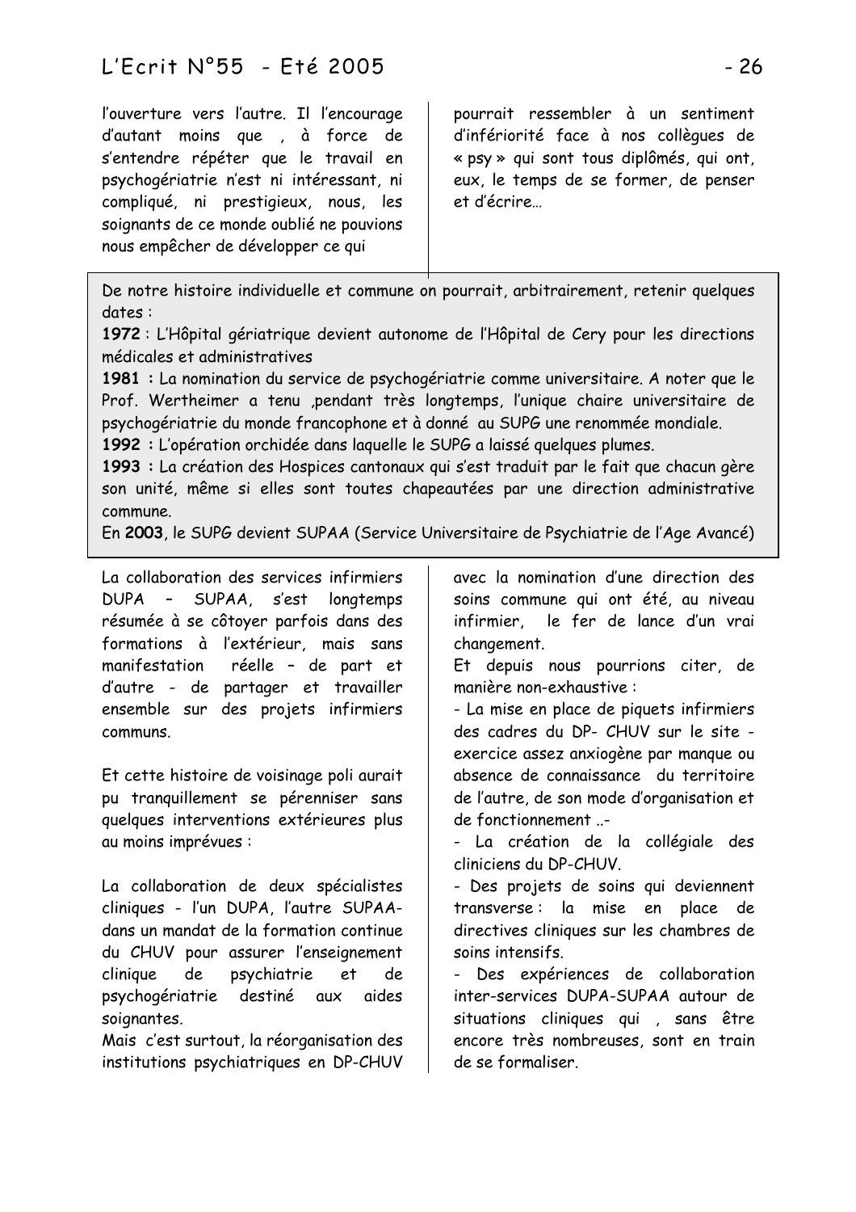l'ouverture vers l'autre. Il l'encourage d'autant moins que , à force de s'entendre répéter que le travail en psychogériatrie n'est ni intéressant, ni compliqué, ni prestigieux, nous, les soignants de ce monde oublié ne pouvions nous empêcher de développer ce qui pourrait ressembler à un sentiment d'infériorité face à nos collègues de « psy » qui sont tous diplômés, qui ont, eux, le temps de se former, de penser et d'écrire…

De notre histoire individuelle et commune on pourrait, arbitrairement, retenir quelques dates :

**1972** : L'Hôpital gériatrique devient autonome de l'Hôpital de Cery pour les directions médicales et administratives

**1981 :** La nomination du service de psychogériatrie comme universitaire. A noter que le Prof. Wertheimer a tenu ,pendant très longtemps, l'unique chaire universitaire de psychogériatrie du monde francophone et à donné au SUPG une renommée mondiale.

**1992 :** L'opération orchidée dans laquelle le SUPG a laissé quelques plumes.

**1993 :** La création des Hospices cantonaux qui s'est traduit par le fait que chacun gère son unité, même si elles sont toutes chapeautées par une direction administrative commune.

En **2003**, le SUPG devient SUPAA (Service Universitaire de Psychiatrie de l'Age Avancé)

La collaboration des services infirmiers DUPA – SUPAA, s'est longtemps résumée à se côtoyer parfois dans des formations à l'extérieur, mais sans manifestation réelle – de part et d'autre - de partager et travailler ensemble sur des projets infirmiers communs.

Et cette histoire de voisinage poli aurait pu tranquillement se pérenniser sans quelques interventions extérieures plus au moins imprévues :

La collaboration de deux spécialistes cliniques - l'un DUPA, l'autre SUPAA- dans un mandat de la formation continue du CHUV pour assurer l'enseignement clinique de psychiatrie et de psychogériatrie destiné aux aides soignantes.

Mais c'est surtout, la réorganisation des institutions psychiatriques en DP-CHUV avec la nomination d'une direction des soins commune qui ont été, au niveau infirmier, le fer de lance d'un vrai changement.

Et depuis nous pourrions citer, de manière non-exhaustive :

- La mise en place de piquets infirmiers des cadres du DP- CHUV sur le site - exercice assez anxiogène par manque ou absence de connaissance du territoire de l'autre, de son mode d'organisation et de fonctionnement ..-
- La création de la collégiale des cliniciens du DP-CHUV.
- Des projets de soins qui deviennent transverse : la mise en place de directives cliniques sur les chambres de soins intensifs.
- Des expériences de collaboration inter-services DUPA-SUPAA autour de situations cliniques qui , sans être encore très nombreuses, sont en train de se formaliser.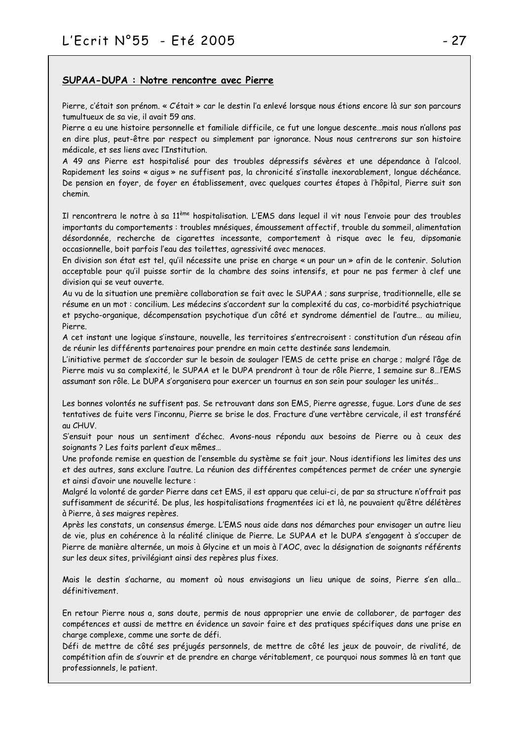## SUPAA-DUPA : Notre rencontre avec Pierre

Pierre, c'était son prénom. « C'était » car le destin l'a enlevé lorsque nous étions encore là sur son parcours tumultueux de sa vie, il avait 59 ans.

Pierre a eu une histoire personnelle et familiale difficile, ce fut une longue descente…mais nous n'allons pas en dire plus, peut-être par respect ou simplement par ignorance. Nous nous centrerons sur son histoire médicale, et ses liens avec l'Institution.

A 49 ans Pierre est hospitalisé pour des troubles dépressifs sévères et une dépendance à l'alcool. Rapidement les soins « aigus » ne suffisent pas, la chronicité s'installe inexorablement, longue déchéance. De pension en foyer, de foyer en établissement, avec quelques courtes étapes à l'hôpital, Pierre suit son chemin.

Il rencontrera le notre à sa 11ème hospitalisation. L'EMS dans lequel il vit nous l'envoie pour des troubles importants du comportements : troubles mnésiques, émoussement affectif, trouble du sommeil, alimentation désordonnée, recherche de cigarettes incessante, comportement à risque avec le feu, dipsomanie occasionnelle, boit parfois l'eau des toilettes, agressivité avec menaces.

En division son état est tel, qu'il nécessite une prise en charge « un pour un » afin de le contenir. Solution acceptable pour qu'il puisse sortir de la chambre des soins intensifs, et pour ne pas fermer à clef une division qui se veut ouverte.

Au vu de la situation une première collaboration se fait avec le SUPAA ; sans surprise, traditionnelle, elle se résume en un mot : concilium. Les médecins s'accordent sur la complexité du cas, co-morbidité psychiatrique et psycho-organique, décompensation psychotique d'un côté et syndrome démentiel de l'autre… au milieu, Pierre.

A cet instant une logique s'instaure, nouvelle, les territoires s'entrecroisent : constitution d'un réseau afin de réunir les différents partenaires pour prendre en main cette destinée sans lendemain.

L'initiative permet de s'accorder sur le besoin de soulager l'EMS de cette prise en charge ; malgré l'âge de Pierre mais vu sa complexité, le SUPAA et le DUPA prendront à tour de rôle Pierre, 1 semaine sur 8…l'EMS assumant son rôle. Le DUPA s'organisera pour exercer un tournus en son sein pour soulager les unités…

Les bonnes volontés ne suffisent pas. Se retrouvant dans son EMS, Pierre agresse, fugue. Lors d'une de ses tentatives de fuite vers l'inconnu, Pierre se brise le dos. Fracture d'une vertèbre cervicale, il est transféré au CHUV.

S'ensuit pour nous un sentiment d'échec. Avons-nous répondu aux besoins de Pierre ou à ceux des soignants ? Les faits parlent d'eux mêmes…

Une profonde remise en question de l'ensemble du système se fait jour. Nous identifions les limites des uns et des autres, sans exclure l'autre. La réunion des différentes compétences permet de créer une synergie et ainsi d'avoir une nouvelle lecture :

Malgré la volonté de garder Pierre dans cet EMS, il est apparu que celui-ci, de par sa structure n'offrait pas suffisamment de sécurité. De plus, les hospitalisations fragmentées ici et là, ne pouvaient qu'être délétères à Pierre, à ses maigres repères.

Après les constats, un consensus émerge. L'EMS nous aide dans nos démarches pour envisager un autre lieu de vie, plus en cohérence à la réalité clinique de Pierre. Le SUPAA et le DUPA s'engagent à s'occuper de Pierre de manière alternée, un mois à Glycine et un mois à l'AOC, avec la désignation de soignants référents sur les deux sites, privilégiant ainsi des repères plus fixes.

Mais le destin s'acharne, au moment où nous envisagions un lieu unique de soins, Pierre s'en alla… définitivement.

En retour Pierre nous a, sans doute, permis de nous approprier une envie de collaborer, de partager des compétences et aussi de mettre en évidence un savoir faire et des pratiques spécifiques dans une prise en charge complexe, comme une sorte de défi.

Défi de mettre de côté ses préjugés personnels, de mettre de côté les jeux de pouvoir, de rivalité, de compétition afin de s'ouvrir et de prendre en charge véritablement, ce pourquoi nous sommes là en tant que professionnels, le patient.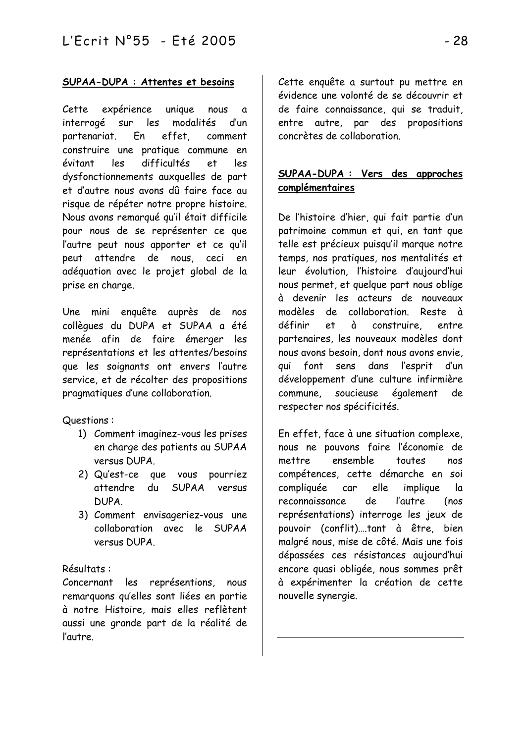## SUPAA-DUPA : Attentes et besoins

Cette expérience unique nous a interrogé sur les modalités d'un partenariat. En effet, comment construire une pratique commune en évitant les difficultés et les dysfonctionnements auxquelles de part et d'autre nous avons dû faire face au risque de répéter notre propre histoire. Nous avons remarqué qu'il était difficile pour nous de se représenter ce que l'autre peut nous apporter et ce qu'il peut attendre de nous, ceci en adéquation avec le projet global de la prise en charge.

Une mini enquête auprès de nos collègues du DUPA et SUPAA a été menée afin de faire émerger les représentations et les attentes/besoins que les soignants ont envers l'autre service, et de récolter des propositions pragmatiques d'une collaboration.

Questions :

1) Comment imaginez-vous les prises en charge des patients au SUPAA versus DUPA.
2) Qu'est-ce que vous pourriez attendre du SUPAA versus DUPA.
3) Comment envisageriez-vous une collaboration avec le SUPAA versus DUPA.

Résultats :
Concernant les représentions, nous remarquons qu'elles sont liées en partie à notre Histoire, mais elles reflètent aussi une grande part de la réalité de l'autre.

Cette enquête a surtout pu mettre en évidence une volonté de se découvrir et de faire connaissance, qui se traduit, entre autre, par des propositions concrètes de collaboration.

## SUPAA-DUPA : Vers des approches complémentaires

De l'histoire d'hier, qui fait partie d'un patrimoine commun et qui, en tant que telle est précieux puisqu'il marque notre temps, nos pratiques, nos mentalités et leur évolution, l'histoire d'aujourd'hui nous permet, et quelque part nous oblige à devenir les acteurs de nouveaux modèles de collaboration. Reste à définir et à construire, entre partenaires, les nouveaux modèles dont nous avons besoin, dont nous avons envie, qui font sens dans l'esprit d'un développement d'une culture infirmière commune, soucieuse également de respecter nos spécificités.

En effet, face à une situation complexe, nous ne pouvons faire l'économie de mettre ensemble toutes nos compétences, cette démarche en soi compliquée car elle implique la reconnaissance de l'autre (nos représentations) interroge les jeux de pouvoir (conflit)….tant à être, bien malgré nous, mise de côté. Mais une fois dépassées ces résistances aujourd'hui encore quasi obligée, nous sommes prêt à expérimenter la création de cette nouvelle synergie.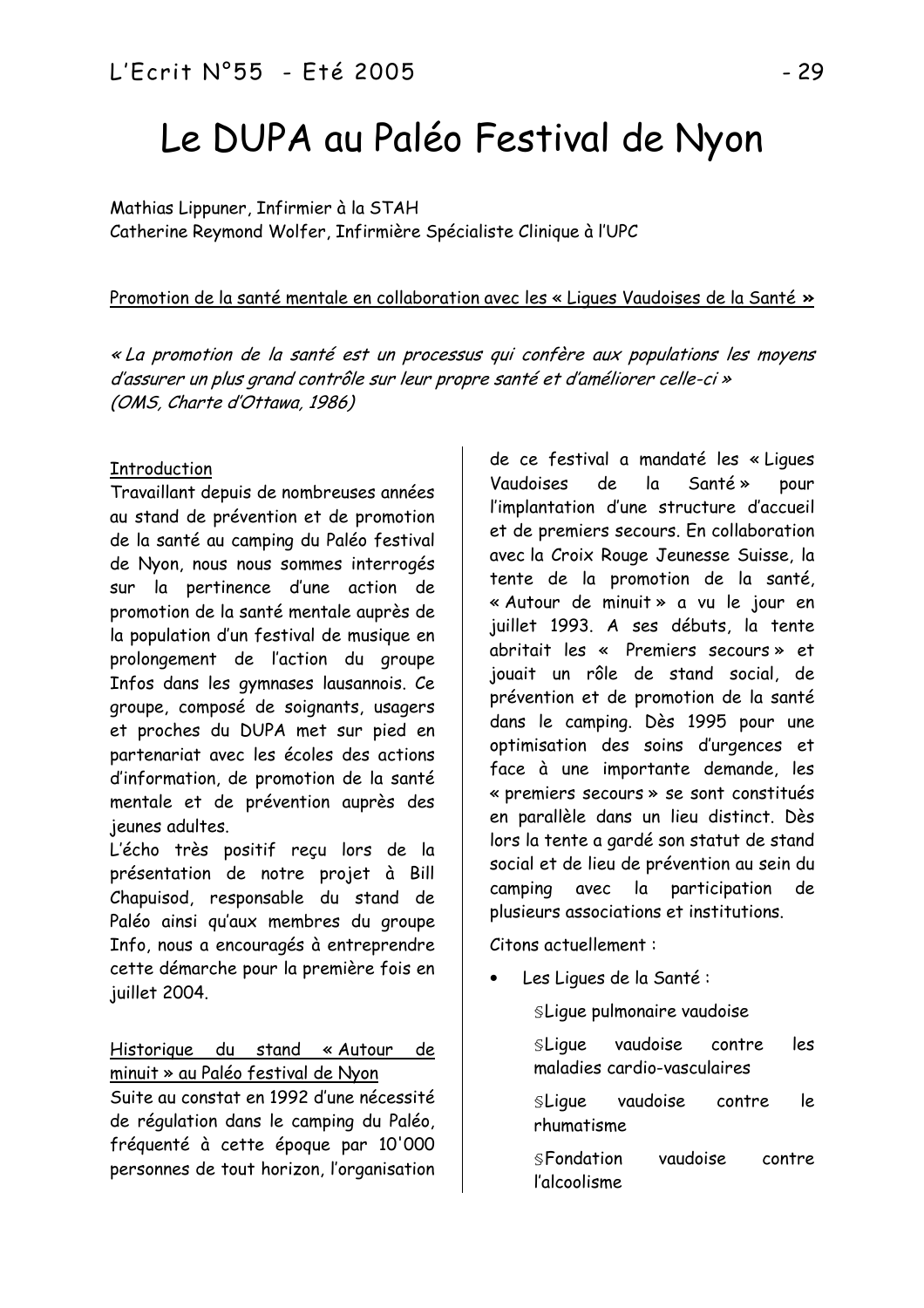# Le DUPA au Paléo Festival de Nyon

Mathias Lippuner, Infirmier à la STAH
Catherine Reymond Wolfer, Infirmière Spécialiste Clinique à l'UPC

Promotion de la santé mentale en collaboration avec les « Ligues Vaudoises de la Santé »

*« La promotion de la santé est un processus qui confère aux populations les moyens d'assurer un plus grand contrôle sur leur propre santé et d'améliorer celle-ci »*
*(OMS, Charte d'Ottawa, 1986)*

## Introduction

Travaillant depuis de nombreuses années au stand de prévention et de promotion de la santé au camping du Paléo festival de Nyon, nous nous sommes interrogés sur la pertinence d'une action de promotion de la santé mentale auprès de la population d'un festival de musique en prolongement de l'action du groupe Infos dans les gymnases lausannois. Ce groupe, composé de soignants, usagers et proches du DUPA met sur pied en partenariat avec les écoles des actions d'information, de promotion de la santé mentale et de prévention auprès des jeunes adultes.

L'écho très positif reçu lors de la présentation de notre projet à Bill Chapuisod, responsable du stand de Paléo ainsi qu'aux membres du groupe Info, nous a encouragés à entreprendre cette démarche pour la première fois en juillet 2004.

## Historique du stand « Autour de minuit » au Paléo festival de Nyon

Suite au constat en 1992 d'une nécessité de régulation dans le camping du Paléo, fréquenté à cette époque par 10'000 personnes de tout horizon, l'organisation de ce festival a mandaté les « Ligues Vaudoises de la Santé » pour l'implantation d'une structure d'accueil et de premiers secours. En collaboration avec la Croix Rouge Jeunesse Suisse, la tente de la promotion de la santé, « Autour de minuit » a vu le jour en juillet 1993. A ses débuts, la tente abritait les « Premiers secours » et jouait un rôle de stand social, de prévention et de promotion de la santé dans le camping. Dès 1995 pour une optimisation des soins d'urgences et face à une importante demande, les « premiers secours » se sont constitués en parallèle dans un lieu distinct. Dès lors la tente a gardé son statut de stand social et de lieu de prévention au sein du camping avec la participation de plusieurs associations et institutions.

Citons actuellement :

- Les Ligues de la Santé :
  - §Ligue pulmonaire vaudoise
  - §Ligue vaudoise contre les maladies cardio-vasculaires
  - §Ligue vaudoise contre le rhumatisme
  - §Fondation vaudoise contre l'alcoolisme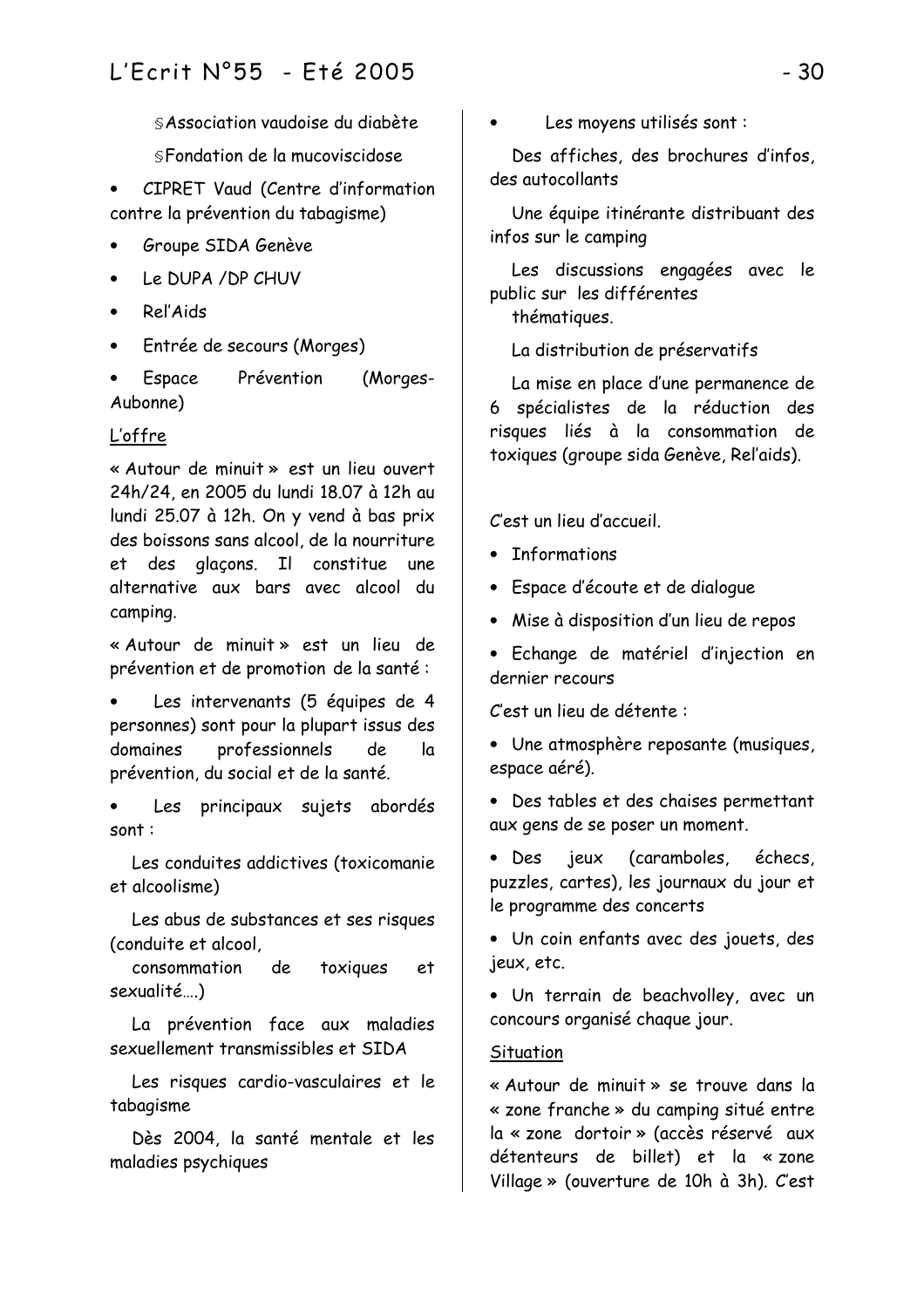§Association vaudoise du diabète

§Fondation de la mucoviscidose

- CIPRET Vaud (Centre d'information contre la prévention du tabagisme)
- Groupe SIDA Genève
- Le DUPA /DP CHUV
- Rel'Aids
- Entrée de secours (Morges)
- Espace Prévention (Morges-Aubonne)

L'offre

« Autour de minuit » est un lieu ouvert 24h/24, en 2005 du lundi 18.07 à 12h au lundi 25.07 à 12h. On y vend à bas prix des boissons sans alcool, de la nourriture et des glaçons. Il constitue une alternative aux bars avec alcool du camping.

« Autour de minuit » est un lieu de prévention et de promotion de la santé :

- Les intervenants (5 équipes de 4 personnes) sont pour la plupart issus des domaines professionnels de la prévention, du social et de la santé.
- Les principaux sujets abordés sont :

Les conduites addictives (toxicomanie et alcoolisme)

Les abus de substances et ses risques (conduite et alcool,
consommation de toxiques et sexualité….)

La prévention face aux maladies sexuellement transmissibles et SIDA

Les risques cardio-vasculaires et le tabagisme

Dès 2004, la santé mentale et les maladies psychiques

- Les moyens utilisés sont :

Des affiches, des brochures d'infos, des autocollants

Une équipe itinérante distribuant des infos sur le camping

Les discussions engagées avec le public sur les différentes
thématiques.

La distribution de préservatifs

La mise en place d'une permanence de 6 spécialistes de la réduction des risques liés à la consommation de toxiques (groupe sida Genève, Rel'aids).

C'est un lieu d'accueil.

- Informations
- Espace d'écoute et de dialogue
- Mise à disposition d'un lieu de repos
- Echange de matériel d'injection en dernier recours

C'est un lieu de détente :

- Une atmosphère reposante (musiques, espace aéré).
- Des tables et des chaises permettant aux gens de se poser un moment.
- Des jeux (caramboles, échecs, puzzles, cartes), les journaux du jour et le programme des concerts
- Un coin enfants avec des jouets, des jeux, etc.
- Un terrain de beachvolley, avec un concours organisé chaque jour.

Situation

« Autour de minuit » se trouve dans la « zone franche » du camping situé entre la « zone dortoir » (accès réservé aux détenteurs de billet) et la « zone Village » (ouverture de 10h à 3h). C'est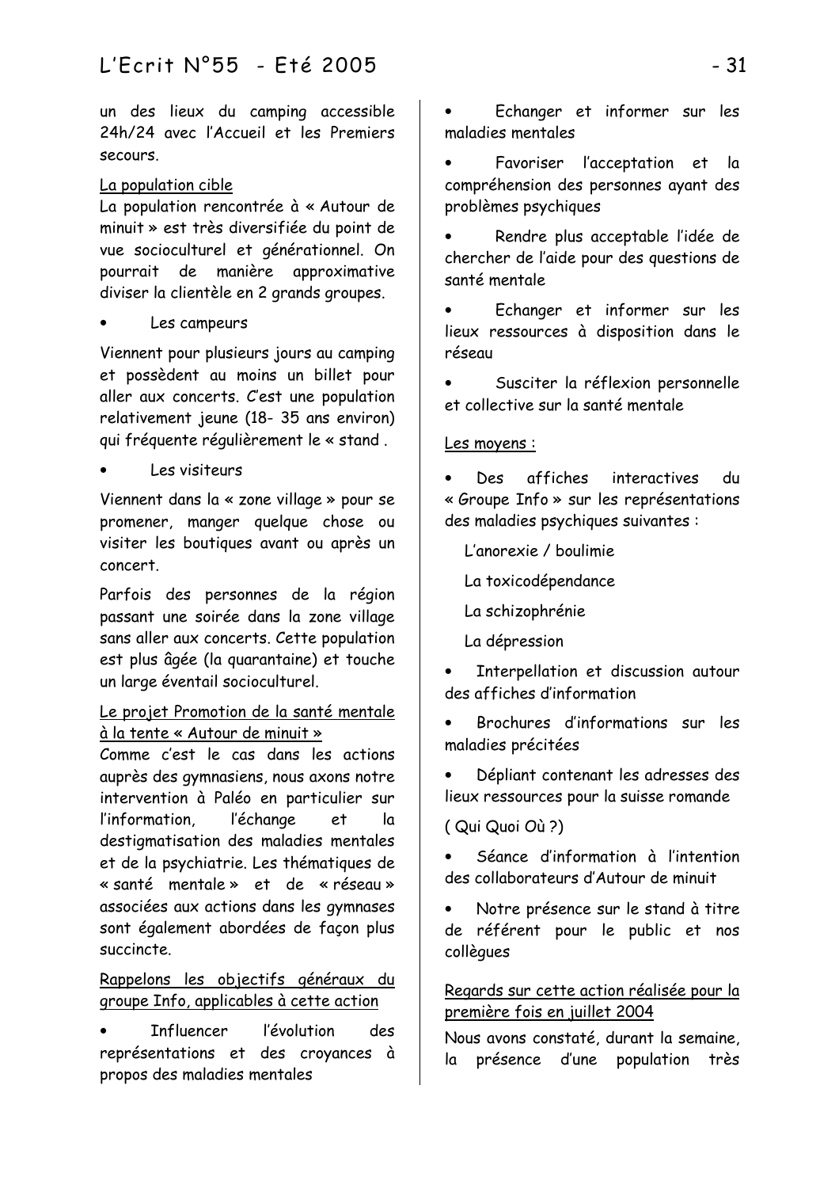un des lieux du camping accessible 24h/24 avec l'Accueil et les Premiers secours.

<u>La population cible</u>

La population rencontrée à « Autour de minuit » est très diversifiée du point de vue socioculturel et générationnel. On pourrait de manière approximative diviser la clientèle en 2 grands groupes.

- Les campeurs

Viennent pour plusieurs jours au camping et possèdent au moins un billet pour aller aux concerts. C'est une population relativement jeune (18- 35 ans environ) qui fréquente régulièrement le « stand .

- Les visiteurs

Viennent dans la « zone village » pour se promener, manger quelque chose ou visiter les boutiques avant ou après un concert.

Parfois des personnes de la région passant une soirée dans la zone village sans aller aux concerts. Cette population est plus âgée (la quarantaine) et touche un large éventail socioculturel.

<u>Le projet Promotion de la santé mentale à la tente « Autour de minuit »</u>

Comme c'est le cas dans les actions auprès des gymnasiens, nous axons notre intervention à Paléo en particulier sur l'information, l'échange et la destigmatisation des maladies mentales et de la psychiatrie. Les thématiques de « santé mentale » et de « réseau » associées aux actions dans les gymnases sont également abordées de façon plus succincte.

<u>Rappelons les objectifs généraux du groupe Info, applicables à cette action</u>

- Influencer l'évolution des représentations et des croyances à propos des maladies mentales
- Echanger et informer sur les maladies mentales
- Favoriser l'acceptation et la compréhension des personnes ayant des problèmes psychiques
- Rendre plus acceptable l'idée de chercher de l'aide pour des questions de santé mentale
- Echanger et informer sur les lieux ressources à disposition dans le réseau
- Susciter la réflexion personnelle et collective sur la santé mentale

<u>Les moyens :</u>

- Des affiches interactives du « Groupe Info » sur les représentations des maladies psychiques suivantes :

  L'anorexie / boulimie

  La toxicodépendance

  La schizophrénie

  La dépression

- Interpellation et discussion autour des affiches d'information
- Brochures d'informations sur les maladies précitées
- Dépliant contenant les adresses des lieux ressources pour la suisse romande

( Qui Quoi Où ?)

- Séance d'information à l'intention des collaborateurs d'Autour de minuit
- Notre présence sur le stand à titre de référent pour le public et nos collègues

<u>Regards sur cette action réalisée pour la première fois en juillet 2004</u>

Nous avons constaté, durant la semaine, la présence d'une population très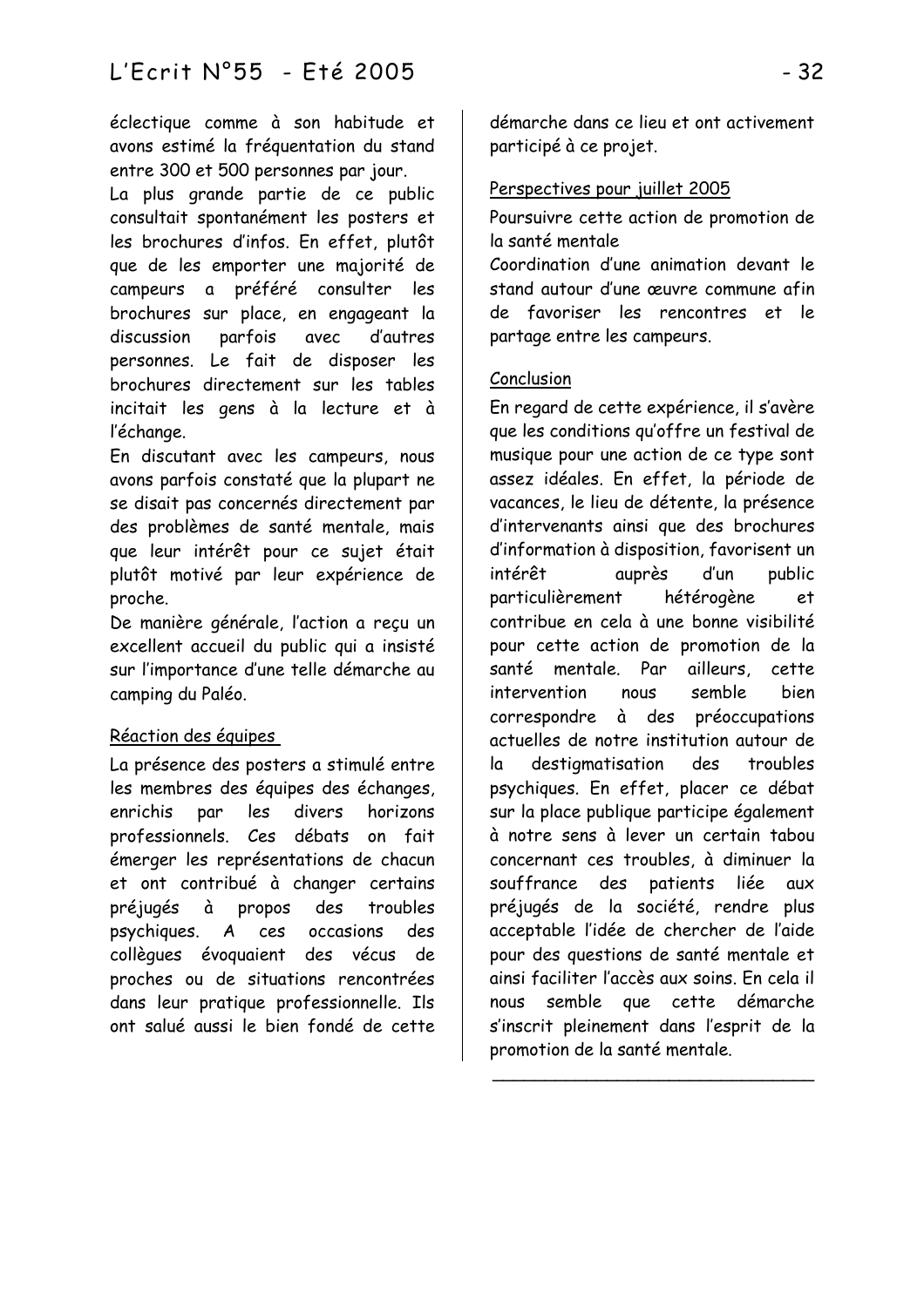éclectique comme à son habitude et avons estimé la fréquentation du stand entre 300 et 500 personnes par jour.

La plus grande partie de ce public consultait spontanément les posters et les brochures d'infos. En effet, plutôt que de les emporter une majorité de campeurs a préféré consulter les brochures sur place, en engageant la discussion parfois avec d'autres personnes. Le fait de disposer les brochures directement sur les tables incitait les gens à la lecture et à l'échange.

En discutant avec les campeurs, nous avons parfois constaté que la plupart ne se disait pas concernés directement par des problèmes de santé mentale, mais que leur intérêt pour ce sujet était plutôt motivé par leur expérience de proche.

De manière générale, l'action a reçu un excellent accueil du public qui a insisté sur l'importance d'une telle démarche au camping du Paléo.

## Réaction des équipes

La présence des posters a stimulé entre les membres des équipes des échanges, enrichis par les divers horizons professionnels. Ces débats on fait émerger les représentations de chacun et ont contribué à changer certains préjugés à propos des troubles psychiques. A ces occasions des collègues évoquaient des vécus de proches ou de situations rencontrées dans leur pratique professionnelle. Ils ont salué aussi le bien fondé de cette démarche dans ce lieu et ont activement participé à ce projet.

## Perspectives pour juillet 2005

Poursuivre cette action de promotion de la santé mentale

Coordination d'une animation devant le stand autour d'une œuvre commune afin de favoriser les rencontres et le partage entre les campeurs.

## Conclusion

En regard de cette expérience, il s'avère que les conditions qu'offre un festival de musique pour une action de ce type sont assez idéales. En effet, la période de vacances, le lieu de détente, la présence d'intervenants ainsi que des brochures d'information à disposition, favorisent un intérêt auprès d'un public particulièrement hétérogène et contribue en cela à une bonne visibilité pour cette action de promotion de la santé mentale. Par ailleurs, cette intervention nous semble bien correspondre à des préoccupations actuelles de notre institution autour de la destigmatisation des troubles psychiques. En effet, placer ce débat sur la place publique participe également à notre sens à lever un certain tabou concernant ces troubles, à diminuer la souffrance des patients liée aux préjugés de la société, rendre plus acceptable l'idée de chercher de l'aide pour des questions de santé mentale et ainsi faciliter l'accès aux soins. En cela il nous semble que cette démarche s'inscrit pleinement dans l'esprit de la promotion de la santé mentale.

---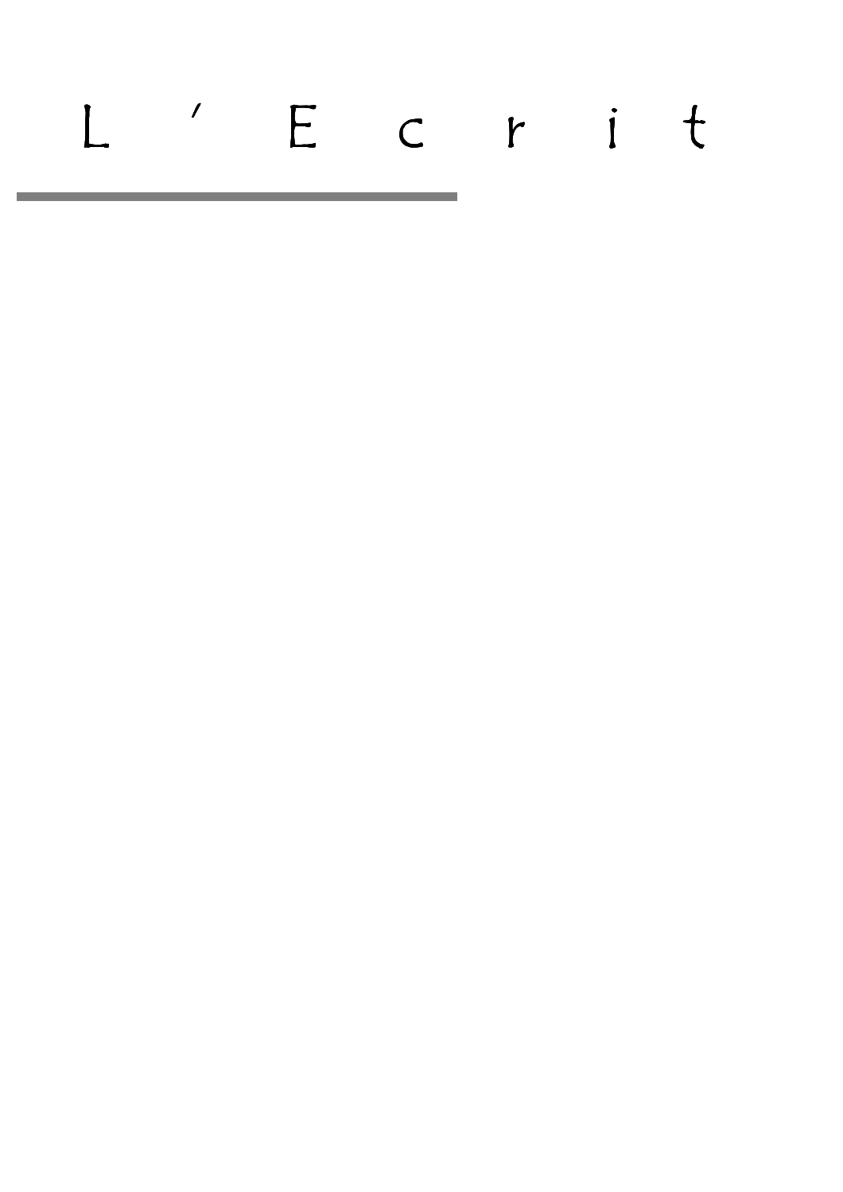# L'Ecrit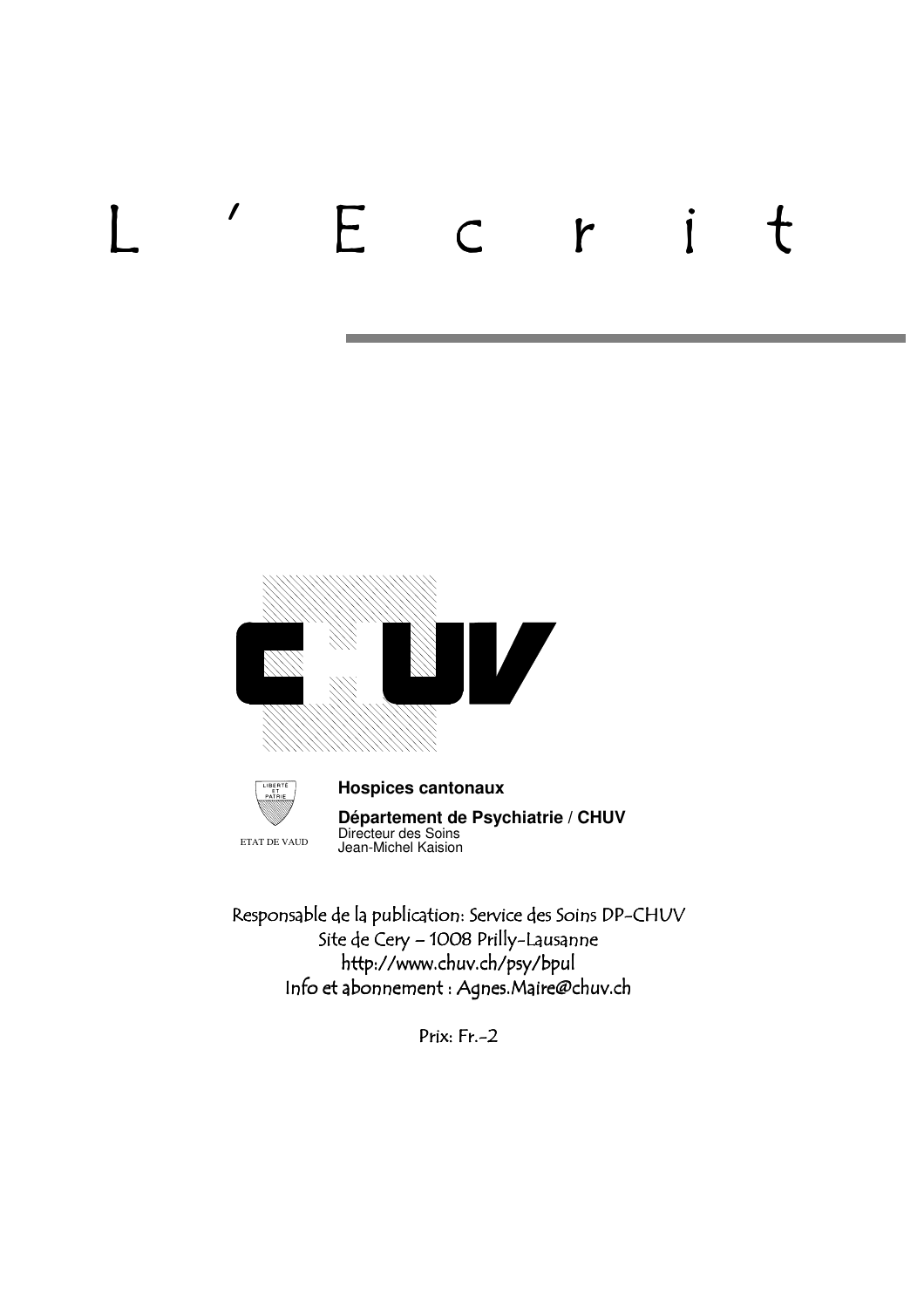# L'Ecrit

CHUV

LIBERTÉ ET PATRIE

ETAT DE VAUD

**Hospices cantonaux**

**Département de Psychiatrie / CHUV**
Directeur des Soins
Jean-Michel Kaision

Responsable de la publication: Service des Soins DP-CHUV
Site de Cery – 1008 Prilly-Lausanne
http://www.chuv.ch/psy/bpul
Info et abonnement : Agnes.Maire@chuv.ch

Prix: Fr.-2